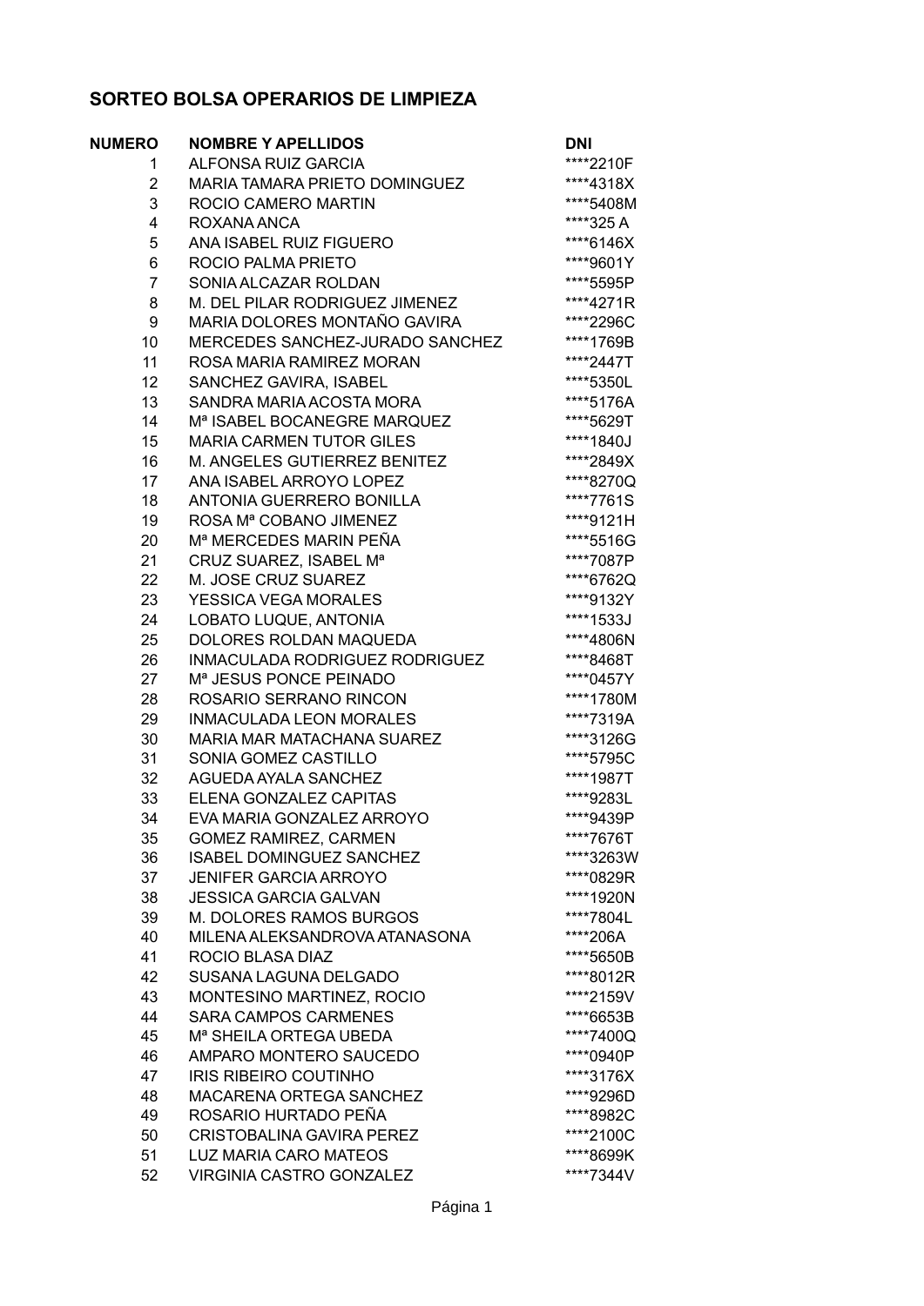# SORTEO BOLSA OPERARIOS DE LIMPIEZA

| NUMERO | NOMBRE Y APELLIDOS | DNI |
|---|---|---|
| 1 | ALFONSA RUIZ GARCIA | ****2210F |
| 2 | MARIA TAMARA PRIETO DOMINGUEZ | ****4318X |
| 3 | ROCIO CAMERO MARTIN | ****5408M |
| 4 | ROXANA ANCA | ****325 A |
| 5 | ANA ISABEL RUIZ FIGUERO | ****6146X |
| 6 | ROCIO PALMA PRIETO | ****9601Y |
| 7 | SONIA ALCAZAR ROLDAN | ****5595P |
| 8 | M. DEL PILAR RODRIGUEZ JIMENEZ | ****4271R |
| 9 | MARIA DOLORES MONTAÑO GAVIRA | ****2296C |
| 10 | MERCEDES SANCHEZ-JURADO SANCHEZ | ****1769B |
| 11 | ROSA MARIA RAMIREZ MORAN | ****2447T |
| 12 | SANCHEZ GAVIRA, ISABEL | ****5350L |
| 13 | SANDRA MARIA ACOSTA MORA | ****5176A |
| 14 | Mª ISABEL BOCANEGRE MARQUEZ | ****5629T |
| 15 | MARIA CARMEN TUTOR GILES | ****1840J |
| 16 | M. ANGELES GUTIERREZ BENITEZ | ****2849X |
| 17 | ANA ISABEL ARROYO LOPEZ | ****8270Q |
| 18 | ANTONIA GUERRERO BONILLA | ****7761S |
| 19 | ROSA Mª COBANO JIMENEZ | ****9121H |
| 20 | Mª MERCEDES MARIN PEÑA | ****5516G |
| 21 | CRUZ SUAREZ, ISABEL Mª | ****7087P |
| 22 | M. JOSE CRUZ SUAREZ | ****6762Q |
| 23 | YESSICA VEGA MORALES | ****9132Y |
| 24 | LOBATO LUQUE, ANTONIA | ****1533J |
| 25 | DOLORES ROLDAN MAQUEDA | ****4806N |
| 26 | INMACULADA RODRIGUEZ RODRIGUEZ | ****8468T |
| 27 | Mª JESUS PONCE PEINADO | ****0457Y |
| 28 | ROSARIO SERRANO RINCON | ****1780M |
| 29 | INMACULADA LEON MORALES | ****7319A |
| 30 | MARIA MAR MATACHANA SUAREZ | ****3126G |
| 31 | SONIA GOMEZ CASTILLO | ****5795C |
| 32 | AGUEDA AYALA SANCHEZ | ****1987T |
| 33 | ELENA GONZALEZ CAPITAS | ****9283L |
| 34 | EVA MARIA GONZALEZ ARROYO | ****9439P |
| 35 | GOMEZ RAMIREZ, CARMEN | ****7676T |
| 36 | ISABEL DOMINGUEZ SANCHEZ | ****3263W |
| 37 | JENIFER GARCIA ARROYO | ****0829R |
| 38 | JESSICA GARCIA GALVAN | ****1920N |
| 39 | M. DOLORES RAMOS BURGOS | ****7804L |
| 40 | MILENA ALEKSANDROVA ATANASONA | ****206A |
| 41 | ROCIO BLASA DIAZ | ****5650B |
| 42 | SUSANA LAGUNA DELGADO | ****8012R |
| 43 | MONTESINO MARTINEZ, ROCIO | ****2159V |
| 44 | SARA CAMPOS CARMENES | ****6653B |
| 45 | Mª SHEILA ORTEGA UBEDA | ****7400Q |
| 46 | AMPARO MONTERO SAUCEDO | ****0940P |
| 47 | IRIS RIBEIRO COUTINHO | ****3176X |
| 48 | MACARENA ORTEGA SANCHEZ | ****9296D |
| 49 | ROSARIO HURTADO PEÑA | ****8982C |
| 50 | CRISTOBALINA GAVIRA PEREZ | ****2100C |
| 51 | LUZ MARIA CARO MATEOS | ****8699K |
| 52 | VIRGINIA CASTRO GONZALEZ | ****7344V |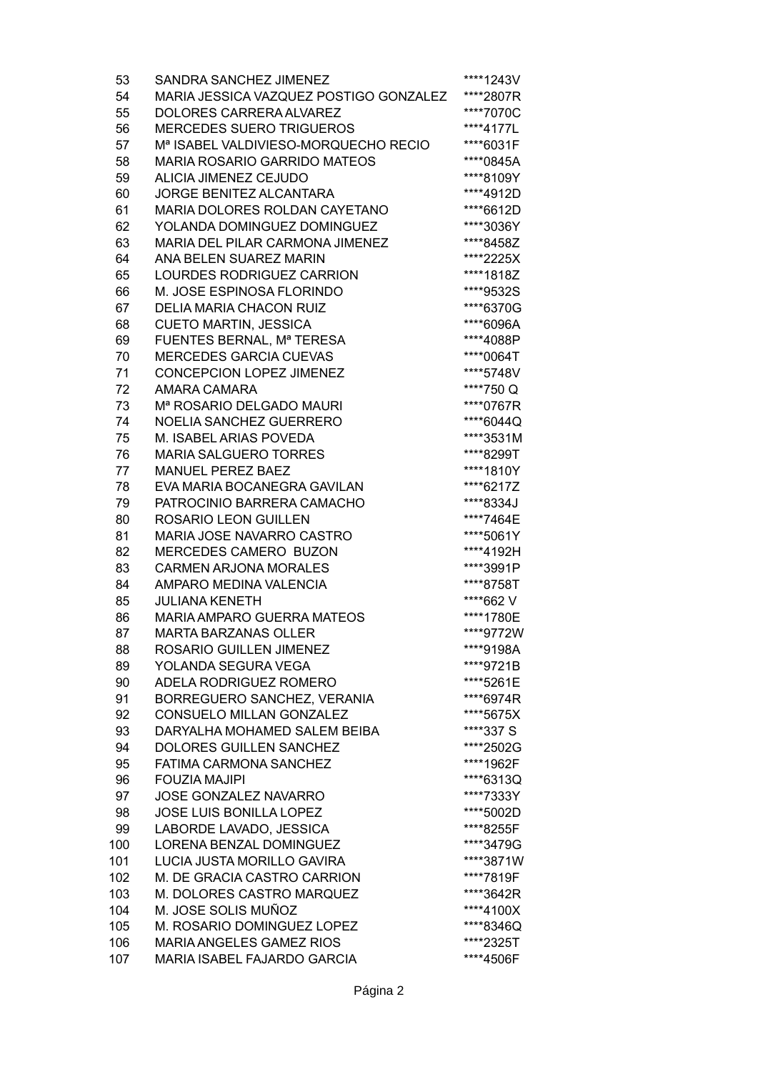| | | |
|---|---|---|
| 53 | SANDRA SANCHEZ JIMENEZ | ****1243V |
| 54 | MARIA JESSICA VAZQUEZ POSTIGO GONZALEZ | ****2807R |
| 55 | DOLORES CARRERA ALVAREZ | ****7070C |
| 56 | MERCEDES SUERO TRIGUEROS | ****4177L |
| 57 | Mª ISABEL VALDIVIESO-MORQUECHO RECIO | ****6031F |
| 58 | MARIA ROSARIO GARRIDO MATEOS | ****0845A |
| 59 | ALICIA JIMENEZ CEJUDO | ****8109Y |
| 60 | JORGE BENITEZ ALCANTARA | ****4912D |
| 61 | MARIA DOLORES ROLDAN CAYETANO | ****6612D |
| 62 | YOLANDA DOMINGUEZ DOMINGUEZ | ****3036Y |
| 63 | MARIA DEL PILAR CARMONA JIMENEZ | ****8458Z |
| 64 | ANA BELEN SUAREZ MARIN | ****2225X |
| 65 | LOURDES RODRIGUEZ CARRION | ****1818Z |
| 66 | M. JOSE ESPINOSA FLORINDO | ****9532S |
| 67 | DELIA MARIA CHACON RUIZ | ****6370G |
| 68 | CUETO MARTIN, JESSICA | ****6096A |
| 69 | FUENTES BERNAL, Mª TERESA | ****4088P |
| 70 | MERCEDES GARCIA CUEVAS | ****0064T |
| 71 | CONCEPCION LOPEZ JIMENEZ | ****5748V |
| 72 | AMARA CAMARA | ****750 Q |
| 73 | Mª ROSARIO DELGADO MAURI | ****0767R |
| 74 | NOELIA SANCHEZ GUERRERO | ****6044Q |
| 75 | M. ISABEL ARIAS POVEDA | ****3531M |
| 76 | MARIA SALGUERO TORRES | ****8299T |
| 77 | MANUEL PEREZ BAEZ | ****1810Y |
| 78 | EVA MARIA BOCANEGRA GAVILAN | ****6217Z |
| 79 | PATROCINIO BARRERA CAMACHO | ****8334J |
| 80 | ROSARIO LEON GUILLEN | ****7464E |
| 81 | MARIA JOSE NAVARRO CASTRO | ****5061Y |
| 82 | MERCEDES CAMERO BUZON | ****4192H |
| 83 | CARMEN ARJONA MORALES | ****3991P |
| 84 | AMPARO MEDINA VALENCIA | ****8758T |
| 85 | JULIANA KENETH | ****662 V |
| 86 | MARIA AMPARO GUERRA MATEOS | ****1780E |
| 87 | MARTA BARZANAS OLLER | ****9772W |
| 88 | ROSARIO GUILLEN JIMENEZ | ****9198A |
| 89 | YOLANDA SEGURA VEGA | ****9721B |
| 90 | ADELA RODRIGUEZ ROMERO | ****5261E |
| 91 | BORREGUERO SANCHEZ, VERANIA | ****6974R |
| 92 | CONSUELO MILLAN GONZALEZ | ****5675X |
| 93 | DARYALHA MOHAMED SALEM BEIBA | ****337 S |
| 94 | DOLORES GUILLEN SANCHEZ | ****2502G |
| 95 | FATIMA CARMONA SANCHEZ | ****1962F |
| 96 | FOUZIA MAJIPI | ****6313Q |
| 97 | JOSE GONZALEZ NAVARRO | ****7333Y |
| 98 | JOSE LUIS BONILLA LOPEZ | ****5002D |
| 99 | LABORDE LAVADO, JESSICA | ****8255F |
| 100 | LORENA BENZAL DOMINGUEZ | ****3479G |
| 101 | LUCIA JUSTA MORILLO GAVIRA | ****3871W |
| 102 | M. DE GRACIA CASTRO CARRION | ****7819F |
| 103 | M. DOLORES CASTRO MARQUEZ | ****3642R |
| 104 | M. JOSE SOLIS MUÑOZ | ****4100X |
| 105 | M. ROSARIO DOMINGUEZ LOPEZ | ****8346Q |
| 106 | MARIA ANGELES GAMEZ RIOS | ****2325T |
| 107 | MARIA ISABEL FAJARDO GARCIA | ****4506F |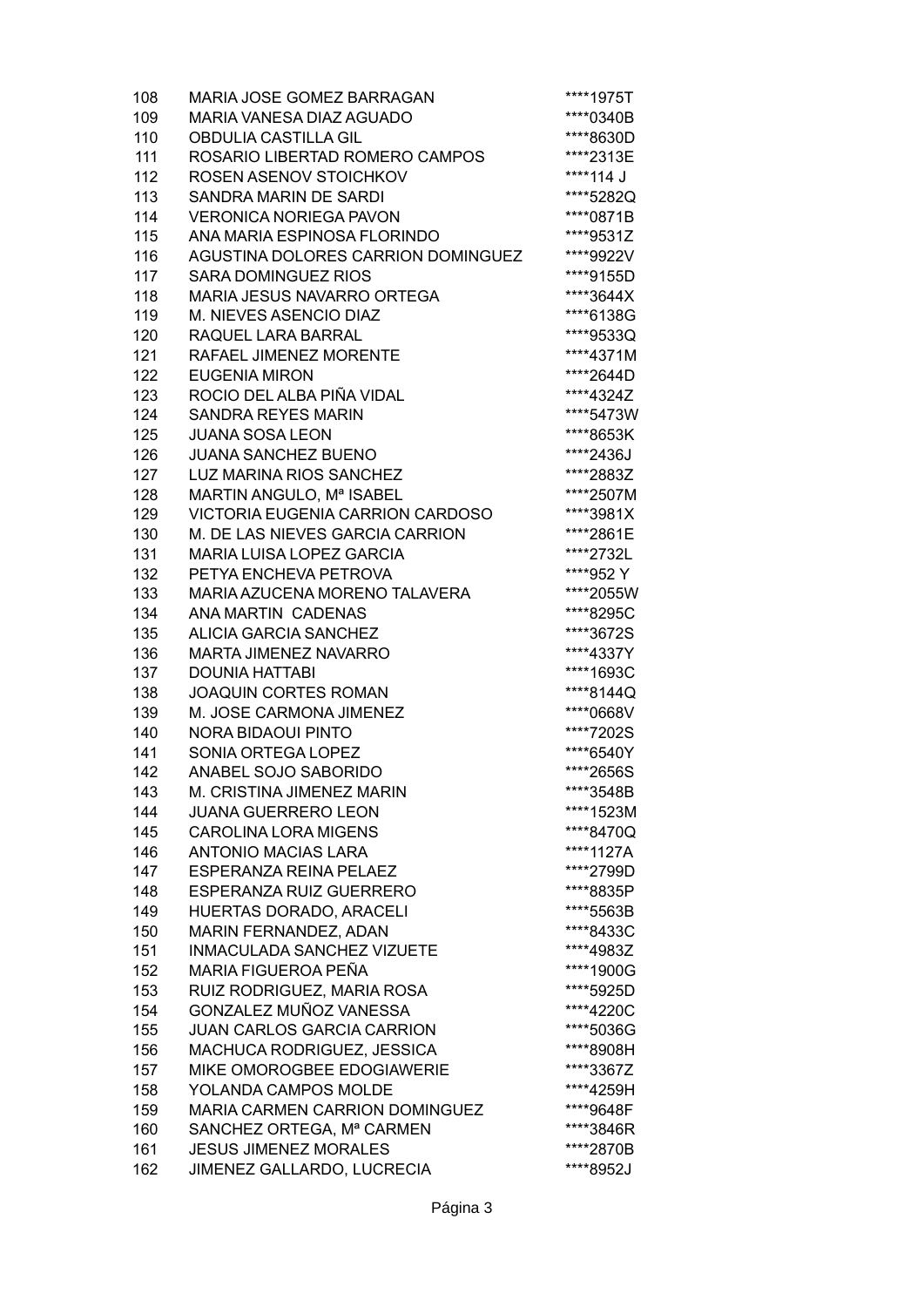| | | |
|---|---|---|
| 108 | MARIA JOSE GOMEZ BARRAGAN | ****1975T |
| 109 | MARIA VANESA DIAZ AGUADO | ****0340B |
| 110 | OBDULIA CASTILLA GIL | ****8630D |
| 111 | ROSARIO LIBERTAD ROMERO CAMPOS | ****2313E |
| 112 | ROSEN ASENOV STOICHKOV | ****114 J |
| 113 | SANDRA MARIN DE SARDI | ****5282Q |
| 114 | VERONICA NORIEGA PAVON | ****0871B |
| 115 | ANA MARIA ESPINOSA FLORINDO | ****9531Z |
| 116 | AGUSTINA DOLORES CARRION DOMINGUEZ | ****9922V |
| 117 | SARA DOMINGUEZ RIOS | ****9155D |
| 118 | MARIA JESUS NAVARRO ORTEGA | ****3644X |
| 119 | M. NIEVES ASENCIO DIAZ | ****6138G |
| 120 | RAQUEL LARA BARRAL | ****9533Q |
| 121 | RAFAEL JIMENEZ MORENTE | ****4371M |
| 122 | EUGENIA MIRON | ****2644D |
| 123 | ROCIO DEL ALBA PIÑA VIDAL | ****4324Z |
| 124 | SANDRA REYES MARIN | ****5473W |
| 125 | JUANA SOSA LEON | ****8653K |
| 126 | JUANA SANCHEZ BUENO | ****2436J |
| 127 | LUZ MARINA RIOS SANCHEZ | ****2883Z |
| 128 | MARTIN ANGULO, Mª ISABEL | ****2507M |
| 129 | VICTORIA EUGENIA CARRION CARDOSO | ****3981X |
| 130 | M. DE LAS NIEVES GARCIA CARRION | ****2861E |
| 131 | MARIA LUISA LOPEZ GARCIA | ****2732L |
| 132 | PETYA ENCHEVA PETROVA | ****952 Y |
| 133 | MARIA AZUCENA MORENO TALAVERA | ****2055W |
| 134 | ANA MARTIN CADENAS | ****8295C |
| 135 | ALICIA GARCIA SANCHEZ | ****3672S |
| 136 | MARTA JIMENEZ NAVARRO | ****4337Y |
| 137 | DOUNIA HATTABI | ****1693C |
| 138 | JOAQUIN CORTES ROMAN | ****8144Q |
| 139 | M. JOSE CARMONA JIMENEZ | ****0668V |
| 140 | NORA BIDAOUI PINTO | ****7202S |
| 141 | SONIA ORTEGA LOPEZ | ****6540Y |
| 142 | ANABEL SOJO SABORIDO | ****2656S |
| 143 | M. CRISTINA JIMENEZ MARIN | ****3548B |
| 144 | JUANA GUERRERO LEON | ****1523M |
| 145 | CAROLINA LORA MIGENS | ****8470Q |
| 146 | ANTONIO MACIAS LARA | ****1127A |
| 147 | ESPERANZA REINA PELAEZ | ****2799D |
| 148 | ESPERANZA RUIZ GUERRERO | ****8835P |
| 149 | HUERTAS DORADO, ARACELI | ****5563B |
| 150 | MARIN FERNANDEZ, ADAN | ****8433C |
| 151 | INMACULADA SANCHEZ VIZUETE | ****4983Z |
| 152 | MARIA FIGUEROA PEÑA | ****1900G |
| 153 | RUIZ RODRIGUEZ, MARIA ROSA | ****5925D |
| 154 | GONZALEZ MUÑOZ VANESSA | ****4220C |
| 155 | JUAN CARLOS GARCIA CARRION | ****5036G |
| 156 | MACHUCA RODRIGUEZ, JESSICA | ****8908H |
| 157 | MIKE OMOROGBEE EDOGIAWERIE | ****3367Z |
| 158 | YOLANDA CAMPOS MOLDE | ****4259H |
| 159 | MARIA CARMEN CARRION DOMINGUEZ | ****9648F |
| 160 | SANCHEZ ORTEGA, Mª CARMEN | ****3846R |
| 161 | JESUS JIMENEZ MORALES | ****2870B |
| 162 | JIMENEZ GALLARDO, LUCRECIA | ****8952J |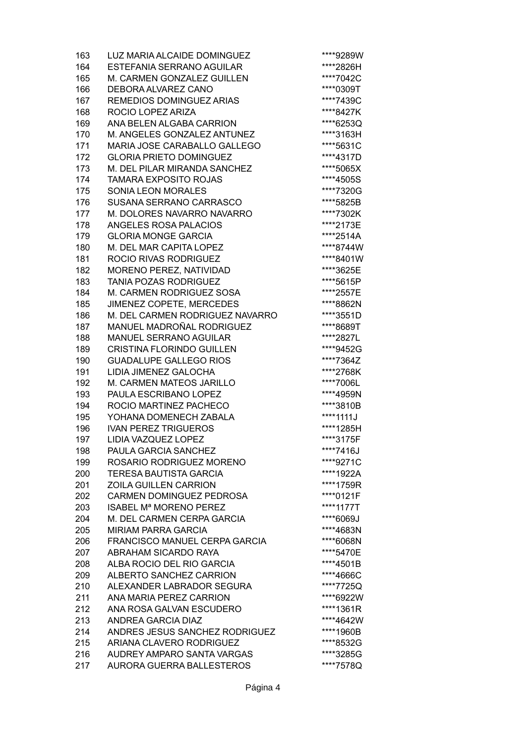| | | |
|---|---|---|
| 163 | LUZ MARIA ALCAIDE DOMINGUEZ | ****9289W |
| 164 | ESTEFANIA SERRANO AGUILAR | ****2826H |
| 165 | M. CARMEN GONZALEZ GUILLEN | ****7042C |
| 166 | DEBORA ALVAREZ CANO | ****0309T |
| 167 | REMEDIOS DOMINGUEZ ARIAS | ****7439C |
| 168 | ROCIO LOPEZ ARIZA | ****8427K |
| 169 | ANA BELEN ALGABA CARRION | ****6253Q |
| 170 | M. ANGELES GONZALEZ ANTUNEZ | ****3163H |
| 171 | MARIA JOSE CARABALLO GALLEGO | ****5631C |
| 172 | GLORIA PRIETO DOMINGUEZ | ****4317D |
| 173 | M. DEL PILAR MIRANDA SANCHEZ | ****5065X |
| 174 | TAMARA EXPOSITO ROJAS | ****4505S |
| 175 | SONIA LEON MORALES | ****7320G |
| 176 | SUSANA SERRANO CARRASCO | ****5825B |
| 177 | M. DOLORES NAVARRO NAVARRO | ****7302K |
| 178 | ANGELES ROSA PALACIOS | ****2173E |
| 179 | GLORIA MONGE GARCIA | ****2514A |
| 180 | M. DEL MAR CAPITA LOPEZ | ****8744W |
| 181 | ROCIO RIVAS RODRIGUEZ | ****8401W |
| 182 | MORENO PEREZ, NATIVIDAD | ****3625E |
| 183 | TANIA POZAS RODRIGUEZ | ****5615P |
| 184 | M. CARMEN RODRIGUEZ SOSA | ****2557E |
| 185 | JIMENEZ COPETE, MERCEDES | ****8862N |
| 186 | M. DEL CARMEN RODRIGUEZ NAVARRO | ****3551D |
| 187 | MANUEL MADROÑAL RODRIGUEZ | ****8689T |
| 188 | MANUEL SERRANO AGUILAR | ****2827L |
| 189 | CRISTINA FLORINDO GUILLEN | ****9452G |
| 190 | GUADALUPE GALLEGO RIOS | ****7364Z |
| 191 | LIDIA JIMENEZ GALOCHA | ****2768K |
| 192 | M. CARMEN MATEOS JARILLO | ****7006L |
| 193 | PAULA ESCRIBANO LOPEZ | ****4959N |
| 194 | ROCIO MARTINEZ PACHECO | ****3810B |
| 195 | YOHANA DOMENECH ZABALA | ****1111J |
| 196 | IVAN PEREZ TRIGUEROS | ****1285H |
| 197 | LIDIA VAZQUEZ LOPEZ | ****3175F |
| 198 | PAULA GARCIA SANCHEZ | ****7416J |
| 199 | ROSARIO RODRIGUEZ MORENO | ****9271C |
| 200 | TERESA BAUTISTA GARCIA | ****1922A |
| 201 | ZOILA GUILLEN CARRION | ****1759R |
| 202 | CARMEN DOMINGUEZ PEDROSA | ****0121F |
| 203 | ISABEL Mª MORENO PEREZ | ****1177T |
| 204 | M. DEL CARMEN CERPA GARCIA | ****6069J |
| 205 | MIRIAM PARRA GARCIA | ****4683N |
| 206 | FRANCISCO MANUEL CERPA GARCIA | ****6068N |
| 207 | ABRAHAM SICARDO RAYA | ****5470E |
| 208 | ALBA ROCIO DEL RIO GARCIA | ****4501B |
| 209 | ALBERTO SANCHEZ CARRION | ****4666C |
| 210 | ALEXANDER LABRADOR SEGURA | ****7725Q |
| 211 | ANA MARIA PEREZ CARRION | ****6922W |
| 212 | ANA ROSA GALVAN ESCUDERO | ****1361R |
| 213 | ANDREA GARCIA DIAZ | ****4642W |
| 214 | ANDRES JESUS SANCHEZ RODRIGUEZ | ****1960B |
| 215 | ARIANA CLAVERO RODRIGUEZ | ****8532G |
| 216 | AUDREY AMPARO SANTA VARGAS | ****3285G |
| 217 | AURORA GUERRA BALLESTEROS | ****7578Q |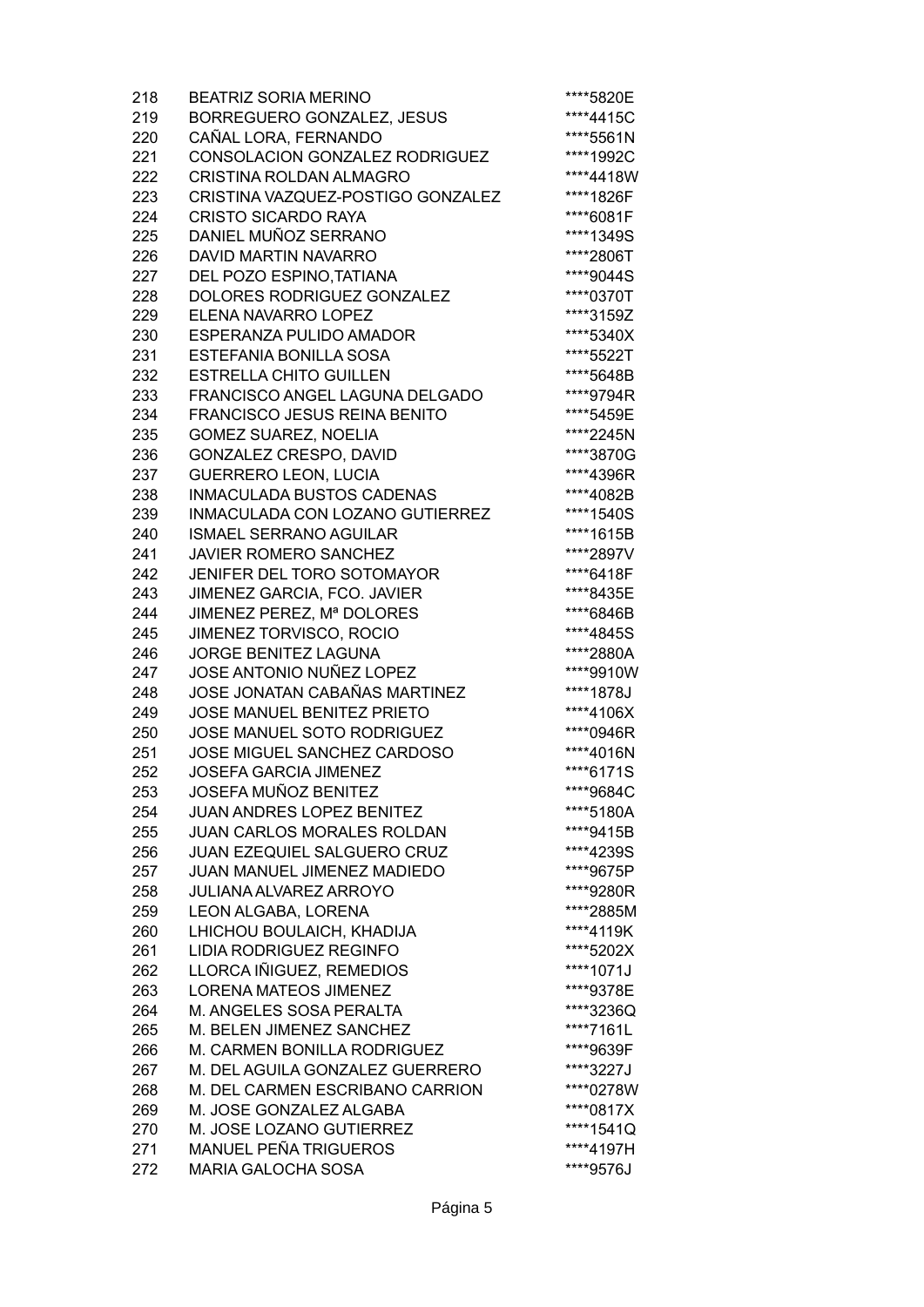| | | |
|---|---|---|
| 218 | BEATRIZ SORIA MERINO | ****5820E |
| 219 | BORREGUERO GONZALEZ, JESUS | ****4415C |
| 220 | CAÑAL LORA, FERNANDO | ****5561N |
| 221 | CONSOLACION GONZALEZ RODRIGUEZ | ****1992C |
| 222 | CRISTINA ROLDAN ALMAGRO | ****4418W |
| 223 | CRISTINA VAZQUEZ-POSTIGO GONZALEZ | ****1826F |
| 224 | CRISTO SICARDO RAYA | ****6081F |
| 225 | DANIEL MUÑOZ SERRANO | ****1349S |
| 226 | DAVID MARTIN NAVARRO | ****2806T |
| 227 | DEL POZO ESPINO,TATIANA | ****9044S |
| 228 | DOLORES RODRIGUEZ GONZALEZ | ****0370T |
| 229 | ELENA NAVARRO LOPEZ | ****3159Z |
| 230 | ESPERANZA PULIDO AMADOR | ****5340X |
| 231 | ESTEFANIA BONILLA SOSA | ****5522T |
| 232 | ESTRELLA CHITO GUILLEN | ****5648B |
| 233 | FRANCISCO ANGEL LAGUNA DELGADO | ****9794R |
| 234 | FRANCISCO JESUS REINA BENITO | ****5459E |
| 235 | GOMEZ SUAREZ, NOELIA | ****2245N |
| 236 | GONZALEZ CRESPO, DAVID | ****3870G |
| 237 | GUERRERO LEON, LUCIA | ****4396R |
| 238 | INMACULADA BUSTOS CADENAS | ****4082B |
| 239 | INMACULADA CON LOZANO GUTIERREZ | ****1540S |
| 240 | ISMAEL SERRANO AGUILAR | ****1615B |
| 241 | JAVIER ROMERO SANCHEZ | ****2897V |
| 242 | JENIFER DEL TORO SOTOMAYOR | ****6418F |
| 243 | JIMENEZ GARCIA, FCO. JAVIER | ****8435E |
| 244 | JIMENEZ PEREZ, Mª DOLORES | ****6846B |
| 245 | JIMENEZ TORVISCO, ROCIO | ****4845S |
| 246 | JORGE BENITEZ LAGUNA | ****2880A |
| 247 | JOSE ANTONIO NUÑEZ LOPEZ | ****9910W |
| 248 | JOSE JONATAN CABAÑAS MARTINEZ | ****1878J |
| 249 | JOSE MANUEL BENITEZ PRIETO | ****4106X |
| 250 | JOSE MANUEL SOTO RODRIGUEZ | ****0946R |
| 251 | JOSE MIGUEL SANCHEZ CARDOSO | ****4016N |
| 252 | JOSEFA GARCIA JIMENEZ | ****6171S |
| 253 | JOSEFA MUÑOZ BENITEZ | ****9684C |
| 254 | JUAN ANDRES LOPEZ BENITEZ | ****5180A |
| 255 | JUAN CARLOS MORALES ROLDAN | ****9415B |
| 256 | JUAN EZEQUIEL SALGUERO CRUZ | ****4239S |
| 257 | JUAN MANUEL JIMENEZ MADIEDO | ****9675P |
| 258 | JULIANA ALVAREZ ARROYO | ****9280R |
| 259 | LEON ALGABA, LORENA | ****2885M |
| 260 | LHICHOU BOULAICH, KHADIJA | ****4119K |
| 261 | LIDIA RODRIGUEZ REGINFO | ****5202X |
| 262 | LLORCA IÑIGUEZ, REMEDIOS | ****1071J |
| 263 | LORENA MATEOS JIMENEZ | ****9378E |
| 264 | M. ANGELES SOSA PERALTA | ****3236Q |
| 265 | M. BELEN JIMENEZ SANCHEZ | ****7161L |
| 266 | M. CARMEN BONILLA RODRIGUEZ | ****9639F |
| 267 | M. DEL AGUILA GONZALEZ GUERRERO | ****3227J |
| 268 | M. DEL CARMEN ESCRIBANO CARRION | ****0278W |
| 269 | M. JOSE GONZALEZ ALGABA | ****0817X |
| 270 | M. JOSE LOZANO GUTIERREZ | ****1541Q |
| 271 | MANUEL PEÑA TRIGUEROS | ****4197H |
| 272 | MARIA GALOCHA SOSA | ****9576J |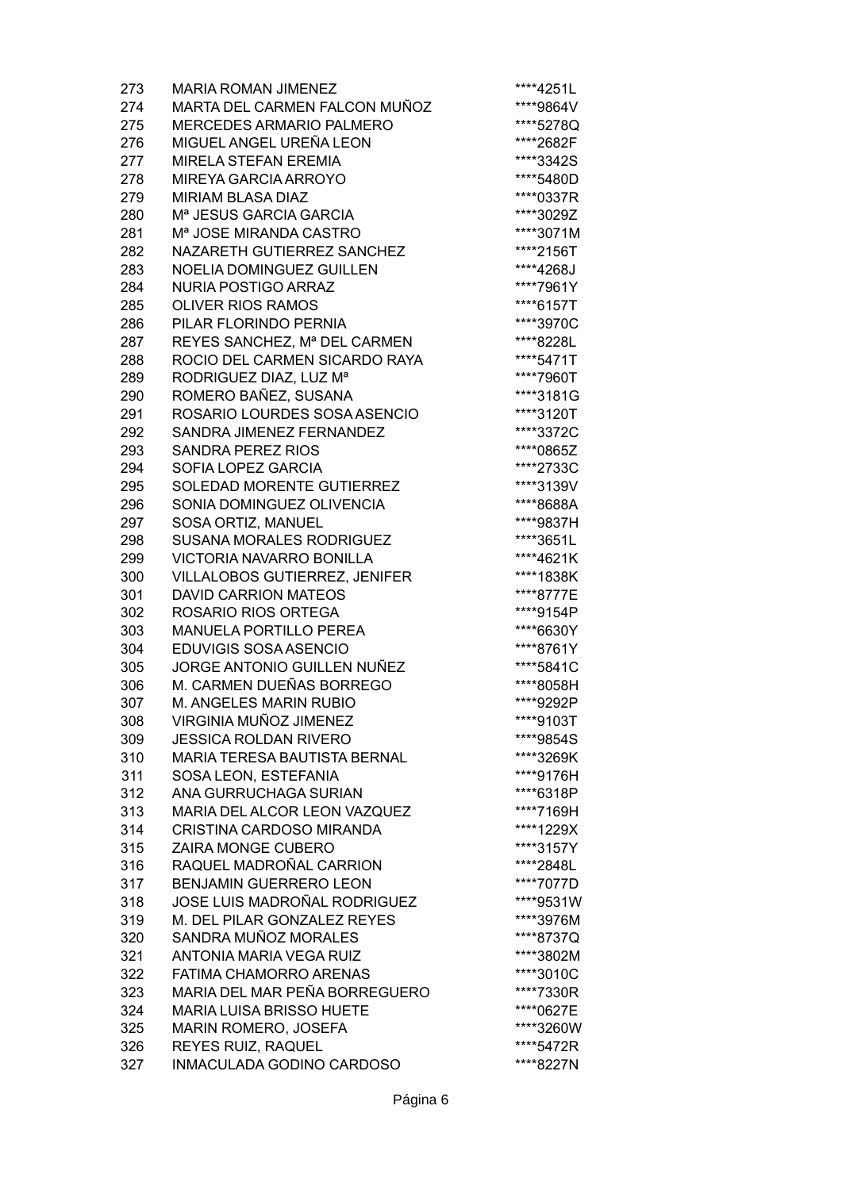| | | |
|---|---|---|
| 273 | MARIA ROMAN JIMENEZ | ****4251L |
| 274 | MARTA DEL CARMEN FALCON MUÑOZ | ****9864V |
| 275 | MERCEDES ARMARIO PALMERO | ****5278Q |
| 276 | MIGUEL ANGEL UREÑA LEON | ****2682F |
| 277 | MIRELA STEFAN EREMIA | ****3342S |
| 278 | MIREYA GARCIA ARROYO | ****5480D |
| 279 | MIRIAM BLASA DIAZ | ****0337R |
| 280 | Mª JESUS GARCIA GARCIA | ****3029Z |
| 281 | Mª JOSE MIRANDA CASTRO | ****3071M |
| 282 | NAZARETH GUTIERREZ SANCHEZ | ****2156T |
| 283 | NOELIA DOMINGUEZ GUILLEN | ****4268J |
| 284 | NURIA POSTIGO ARRAZ | ****7961Y |
| 285 | OLIVER RIOS RAMOS | ****6157T |
| 286 | PILAR FLORINDO PERNIA | ****3970C |
| 287 | REYES SANCHEZ, Mª DEL CARMEN | ****8228L |
| 288 | ROCIO DEL CARMEN SICARDO RAYA | ****5471T |
| 289 | RODRIGUEZ DIAZ, LUZ Mª | ****7960T |
| 290 | ROMERO BAÑEZ, SUSANA | ****3181G |
| 291 | ROSARIO LOURDES SOSA ASENCIO | ****3120T |
| 292 | SANDRA JIMENEZ FERNANDEZ | ****3372C |
| 293 | SANDRA PEREZ RIOS | ****0865Z |
| 294 | SOFIA LOPEZ GARCIA | ****2733C |
| 295 | SOLEDAD MORENTE GUTIERREZ | ****3139V |
| 296 | SONIA DOMINGUEZ OLIVENCIA | ****8688A |
| 297 | SOSA ORTIZ, MANUEL | ****9837H |
| 298 | SUSANA MORALES RODRIGUEZ | ****3651L |
| 299 | VICTORIA NAVARRO BONILLA | ****4621K |
| 300 | VILLALOBOS GUTIERREZ, JENIFER | ****1838K |
| 301 | DAVID CARRION MATEOS | ****8777E |
| 302 | ROSARIO RIOS ORTEGA | ****9154P |
| 303 | MANUELA PORTILLO PEREA | ****6630Y |
| 304 | EDUVIGIS SOSA ASENCIO | ****8761Y |
| 305 | JORGE ANTONIO GUILLEN NUÑEZ | ****5841C |
| 306 | M. CARMEN DUEÑAS BORREGO | ****8058H |
| 307 | M. ANGELES MARIN RUBIO | ****9292P |
| 308 | VIRGINIA MUÑOZ JIMENEZ | ****9103T |
| 309 | JESSICA ROLDAN RIVERO | ****9854S |
| 310 | MARIA TERESA BAUTISTA BERNAL | ****3269K |
| 311 | SOSA LEON, ESTEFANIA | ****9176H |
| 312 | ANA GURRUCHAGA SURIAN | ****6318P |
| 313 | MARIA DEL ALCOR LEON VAZQUEZ | ****7169H |
| 314 | CRISTINA CARDOSO MIRANDA | ****1229X |
| 315 | ZAIRA MONGE CUBERO | ****3157Y |
| 316 | RAQUEL MADROÑAL CARRION | ****2848L |
| 317 | BENJAMIN GUERRERO LEON | ****7077D |
| 318 | JOSE LUIS MADROÑAL RODRIGUEZ | ****9531W |
| 319 | M. DEL PILAR GONZALEZ REYES | ****3976M |
| 320 | SANDRA MUÑOZ MORALES | ****8737Q |
| 321 | ANTONIA MARIA VEGA RUIZ | ****3802M |
| 322 | FATIMA CHAMORRO ARENAS | ****3010C |
| 323 | MARIA DEL MAR PEÑA BORREGUERO | ****7330R |
| 324 | MARIA LUISA BRISSO HUETE | ****0627E |
| 325 | MARIN ROMERO, JOSEFA | ****3260W |
| 326 | REYES RUIZ, RAQUEL | ****5472R |
| 327 | INMACULADA GODINO CARDOSO | ****8227N |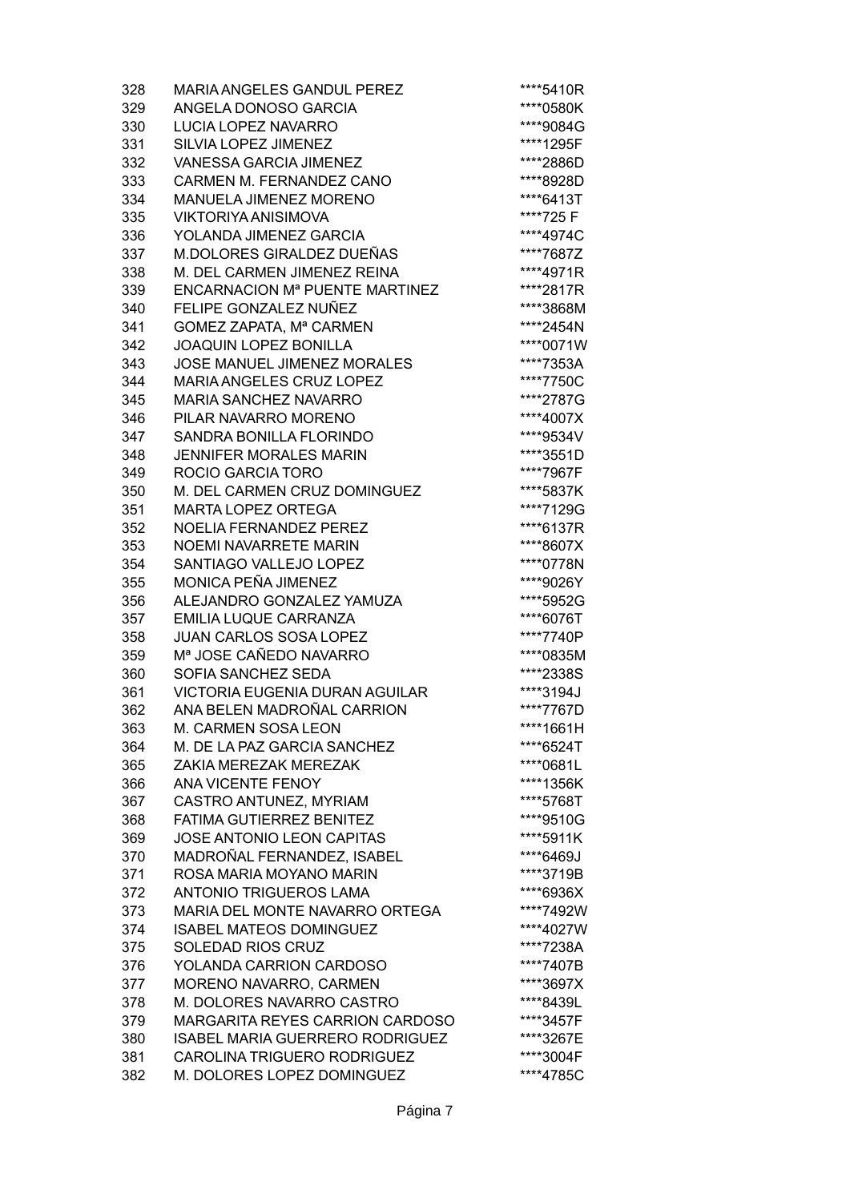| | | |
|---|---|---|
| 328 | MARIA ANGELES GANDUL PEREZ | ****5410R |
| 329 | ANGELA DONOSO GARCIA | ****0580K |
| 330 | LUCIA LOPEZ NAVARRO | ****9084G |
| 331 | SILVIA LOPEZ JIMENEZ | ****1295F |
| 332 | VANESSA GARCIA JIMENEZ | ****2886D |
| 333 | CARMEN M. FERNANDEZ CANO | ****8928D |
| 334 | MANUELA JIMENEZ MORENO | ****6413T |
| 335 | VIKTORIYA ANISIMOVA | ****725 F |
| 336 | YOLANDA JIMENEZ GARCIA | ****4974C |
| 337 | M.DOLORES GIRALDEZ DUEÑAS | ****7687Z |
| 338 | M. DEL CARMEN JIMENEZ REINA | ****4971R |
| 339 | ENCARNACION Mª PUENTE MARTINEZ | ****2817R |
| 340 | FELIPE GONZALEZ NUÑEZ | ****3868M |
| 341 | GOMEZ ZAPATA, Mª CARMEN | ****2454N |
| 342 | JOAQUIN LOPEZ BONILLA | ****0071W |
| 343 | JOSE MANUEL JIMENEZ MORALES | ****7353A |
| 344 | MARIA ANGELES CRUZ LOPEZ | ****7750C |
| 345 | MARIA SANCHEZ NAVARRO | ****2787G |
| 346 | PILAR NAVARRO MORENO | ****4007X |
| 347 | SANDRA BONILLA FLORINDO | ****9534V |
| 348 | JENNIFER MORALES MARIN | ****3551D |
| 349 | ROCIO GARCIA TORO | ****7967F |
| 350 | M. DEL CARMEN CRUZ DOMINGUEZ | ****5837K |
| 351 | MARTA LOPEZ ORTEGA | ****7129G |
| 352 | NOELIA FERNANDEZ PEREZ | ****6137R |
| 353 | NOEMI NAVARRETE MARIN | ****8607X |
| 354 | SANTIAGO VALLEJO LOPEZ | ****0778N |
| 355 | MONICA PEÑA JIMENEZ | ****9026Y |
| 356 | ALEJANDRO GONZALEZ YAMUZA | ****5952G |
| 357 | EMILIA LUQUE CARRANZA | ****6076T |
| 358 | JUAN CARLOS SOSA LOPEZ | ****7740P |
| 359 | Mª JOSE CAÑEDO NAVARRO | ****0835M |
| 360 | SOFIA SANCHEZ SEDA | ****2338S |
| 361 | VICTORIA EUGENIA DURAN AGUILAR | ****3194J |
| 362 | ANA BELEN MADROÑAL CARRION | ****7767D |
| 363 | M. CARMEN SOSA LEON | ****1661H |
| 364 | M. DE LA PAZ GARCIA SANCHEZ | ****6524T |
| 365 | ZAKIA MEREZAK MEREZAK | ****0681L |
| 366 | ANA VICENTE FENOY | ****1356K |
| 367 | CASTRO ANTUNEZ, MYRIAM | ****5768T |
| 368 | FATIMA GUTIERREZ BENITEZ | ****9510G |
| 369 | JOSE ANTONIO LEON CAPITAS | ****5911K |
| 370 | MADROÑAL FERNANDEZ, ISABEL | ****6469J |
| 371 | ROSA MARIA MOYANO MARIN | ****3719B |
| 372 | ANTONIO TRIGUEROS LAMA | ****6936X |
| 373 | MARIA DEL MONTE NAVARRO ORTEGA | ****7492W |
| 374 | ISABEL MATEOS DOMINGUEZ | ****4027W |
| 375 | SOLEDAD RIOS CRUZ | ****7238A |
| 376 | YOLANDA CARRION CARDOSO | ****7407B |
| 377 | MORENO NAVARRO, CARMEN | ****3697X |
| 378 | M. DOLORES NAVARRO CASTRO | ****8439L |
| 379 | MARGARITA REYES CARRION CARDOSO | ****3457F |
| 380 | ISABEL MARIA GUERRERO RODRIGUEZ | ****3267E |
| 381 | CAROLINA TRIGUERO RODRIGUEZ | ****3004F |
| 382 | M. DOLORES LOPEZ DOMINGUEZ | ****4785C |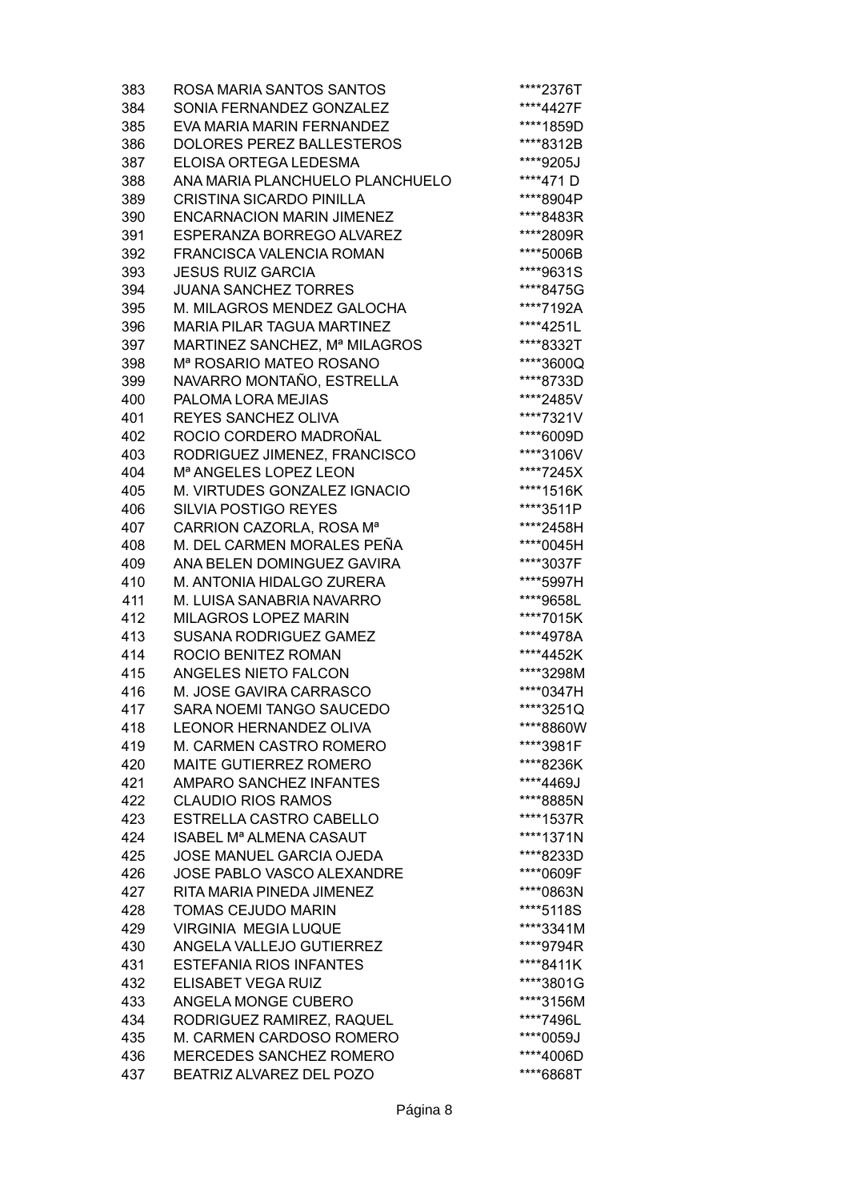| | | |
|---|---|---|
| 383 | ROSA MARIA SANTOS SANTOS | ****2376T |
| 384 | SONIA FERNANDEZ GONZALEZ | ****4427F |
| 385 | EVA MARIA MARIN FERNANDEZ | ****1859D |
| 386 | DOLORES PEREZ BALLESTEROS | ****8312B |
| 387 | ELOISA ORTEGA LEDESMA | ****9205J |
| 388 | ANA MARIA PLANCHUELO PLANCHUELO | ****471 D |
| 389 | CRISTINA SICARDO PINILLA | ****8904P |
| 390 | ENCARNACION MARIN JIMENEZ | ****8483R |
| 391 | ESPERANZA BORREGO ALVAREZ | ****2809R |
| 392 | FRANCISCA VALENCIA ROMAN | ****5006B |
| 393 | JESUS RUIZ GARCIA | ****9631S |
| 394 | JUANA SANCHEZ TORRES | ****8475G |
| 395 | M. MILAGROS MENDEZ GALOCHA | ****7192A |
| 396 | MARIA PILAR TAGUA MARTINEZ | ****4251L |
| 397 | MARTINEZ SANCHEZ, Mª MILAGROS | ****8332T |
| 398 | Mª ROSARIO MATEO ROSANO | ****3600Q |
| 399 | NAVARRO MONTAÑO, ESTRELLA | ****8733D |
| 400 | PALOMA LORA MEJIAS | ****2485V |
| 401 | REYES SANCHEZ OLIVA | ****7321V |
| 402 | ROCIO CORDERO MADROÑAL | ****6009D |
| 403 | RODRIGUEZ JIMENEZ, FRANCISCO | ****3106V |
| 404 | Mª ANGELES LOPEZ LEON | ****7245X |
| 405 | M. VIRTUDES GONZALEZ IGNACIO | ****1516K |
| 406 | SILVIA POSTIGO REYES | ****3511P |
| 407 | CARRION CAZORLA, ROSA Mª | ****2458H |
| 408 | M. DEL CARMEN MORALES PEÑA | ****0045H |
| 409 | ANA BELEN DOMINGUEZ GAVIRA | ****3037F |
| 410 | M. ANTONIA HIDALGO ZURERA | ****5997H |
| 411 | M. LUISA SANABRIA NAVARRO | ****9658L |
| 412 | MILAGROS LOPEZ MARIN | ****7015K |
| 413 | SUSANA RODRIGUEZ GAMEZ | ****4978A |
| 414 | ROCIO BENITEZ ROMAN | ****4452K |
| 415 | ANGELES NIETO FALCON | ****3298M |
| 416 | M. JOSE GAVIRA CARRASCO | ****0347H |
| 417 | SARA NOEMI TANGO SAUCEDO | ****3251Q |
| 418 | LEONOR HERNANDEZ OLIVA | ****8860W |
| 419 | M. CARMEN CASTRO ROMERO | ****3981F |
| 420 | MAITE GUTIERREZ ROMERO | ****8236K |
| 421 | AMPARO SANCHEZ INFANTES | ****4469J |
| 422 | CLAUDIO RIOS RAMOS | ****8885N |
| 423 | ESTRELLA CASTRO CABELLO | ****1537R |
| 424 | ISABEL Mª ALMENA CASAUT | ****1371N |
| 425 | JOSE MANUEL GARCIA OJEDA | ****8233D |
| 426 | JOSE PABLO VASCO ALEXANDRE | ****0609F |
| 427 | RITA MARIA PINEDA JIMENEZ | ****0863N |
| 428 | TOMAS CEJUDO MARIN | ****5118S |
| 429 | VIRGINIA MEGIA LUQUE | ****3341M |
| 430 | ANGELA VALLEJO GUTIERREZ | ****9794R |
| 431 | ESTEFANIA RIOS INFANTES | ****8411K |
| 432 | ELISABET VEGA RUIZ | ****3801G |
| 433 | ANGELA MONGE CUBERO | ****3156M |
| 434 | RODRIGUEZ RAMIREZ, RAQUEL | ****7496L |
| 435 | M. CARMEN CARDOSO ROMERO | ****0059J |
| 436 | MERCEDES SANCHEZ ROMERO | ****4006D |
| 437 | BEATRIZ ALVAREZ DEL POZO | ****6868T |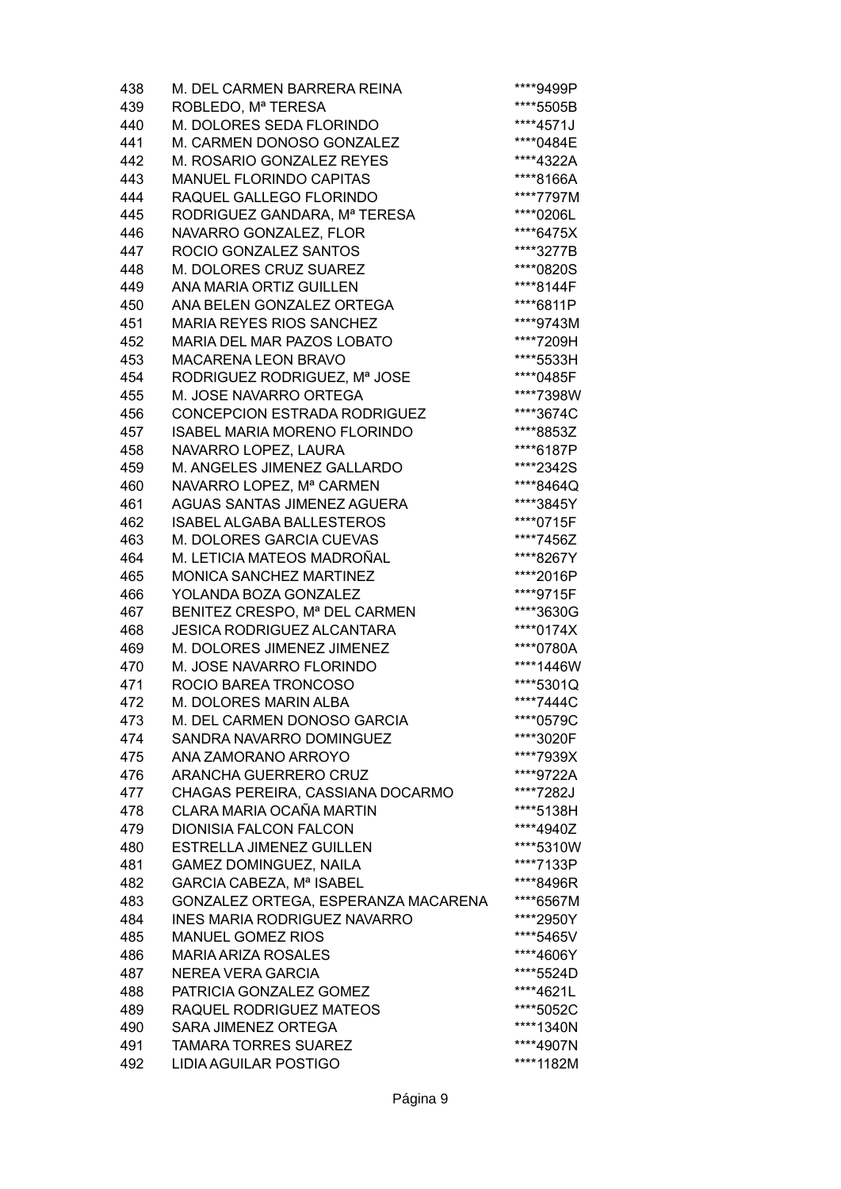| | | |
|---|---|---|
| 438 | M. DEL CARMEN BARRERA REINA | ****9499P |
| 439 | ROBLEDO, Mª TERESA | ****5505B |
| 440 | M. DOLORES SEDA FLORINDO | ****4571J |
| 441 | M. CARMEN DONOSO GONZALEZ | ****0484E |
| 442 | M. ROSARIO GONZALEZ REYES | ****4322A |
| 443 | MANUEL FLORINDO CAPITAS | ****8166A |
| 444 | RAQUEL GALLEGO FLORINDO | ****7797M |
| 445 | RODRIGUEZ GANDARA, Mª TERESA | ****0206L |
| 446 | NAVARRO GONZALEZ, FLOR | ****6475X |
| 447 | ROCIO GONZALEZ SANTOS | ****3277B |
| 448 | M. DOLORES CRUZ SUAREZ | ****0820S |
| 449 | ANA MARIA ORTIZ GUILLEN | ****8144F |
| 450 | ANA BELEN GONZALEZ ORTEGA | ****6811P |
| 451 | MARIA REYES RIOS SANCHEZ | ****9743M |
| 452 | MARIA DEL MAR PAZOS LOBATO | ****7209H |
| 453 | MACARENA LEON BRAVO | ****5533H |
| 454 | RODRIGUEZ RODRIGUEZ, Mª JOSE | ****0485F |
| 455 | M. JOSE NAVARRO ORTEGA | ****7398W |
| 456 | CONCEPCION ESTRADA RODRIGUEZ | ****3674C |
| 457 | ISABEL MARIA MORENO FLORINDO | ****8853Z |
| 458 | NAVARRO LOPEZ, LAURA | ****6187P |
| 459 | M. ANGELES JIMENEZ GALLARDO | ****2342S |
| 460 | NAVARRO LOPEZ, Mª CARMEN | ****8464Q |
| 461 | AGUAS SANTAS JIMENEZ AGUERA | ****3845Y |
| 462 | ISABEL ALGABA BALLESTEROS | ****0715F |
| 463 | M. DOLORES GARCIA CUEVAS | ****7456Z |
| 464 | M. LETICIA MATEOS MADROÑAL | ****8267Y |
| 465 | MONICA SANCHEZ MARTINEZ | ****2016P |
| 466 | YOLANDA BOZA GONZALEZ | ****9715F |
| 467 | BENITEZ CRESPO, Mª DEL CARMEN | ****3630G |
| 468 | JESICA RODRIGUEZ ALCANTARA | ****0174X |
| 469 | M. DOLORES JIMENEZ JIMENEZ | ****0780A |
| 470 | M. JOSE NAVARRO FLORINDO | ****1446W |
| 471 | ROCIO BAREA TRONCOSO | ****5301Q |
| 472 | M. DOLORES MARIN ALBA | ****7444C |
| 473 | M. DEL CARMEN DONOSO GARCIA | ****0579C |
| 474 | SANDRA NAVARRO DOMINGUEZ | ****3020F |
| 475 | ANA ZAMORANO ARROYO | ****7939X |
| 476 | ARANCHA GUERRERO CRUZ | ****9722A |
| 477 | CHAGAS PEREIRA, CASSIANA DOCARMO | ****7282J |
| 478 | CLARA MARIA OCAÑA MARTIN | ****5138H |
| 479 | DIONISIA FALCON FALCON | ****4940Z |
| 480 | ESTRELLA JIMENEZ GUILLEN | ****5310W |
| 481 | GAMEZ DOMINGUEZ, NAILA | ****7133P |
| 482 | GARCIA CABEZA, Mª ISABEL | ****8496R |
| 483 | GONZALEZ ORTEGA, ESPERANZA MACARENA | ****6567M |
| 484 | INES MARIA RODRIGUEZ NAVARRO | ****2950Y |
| 485 | MANUEL GOMEZ RIOS | ****5465V |
| 486 | MARIA ARIZA ROSALES | ****4606Y |
| 487 | NEREA VERA GARCIA | ****5524D |
| 488 | PATRICIA GONZALEZ GOMEZ | ****4621L |
| 489 | RAQUEL RODRIGUEZ MATEOS | ****5052C |
| 490 | SARA JIMENEZ ORTEGA | ****1340N |
| 491 | TAMARA TORRES SUAREZ | ****4907N |
| 492 | LIDIA AGUILAR POSTIGO | ****1182M |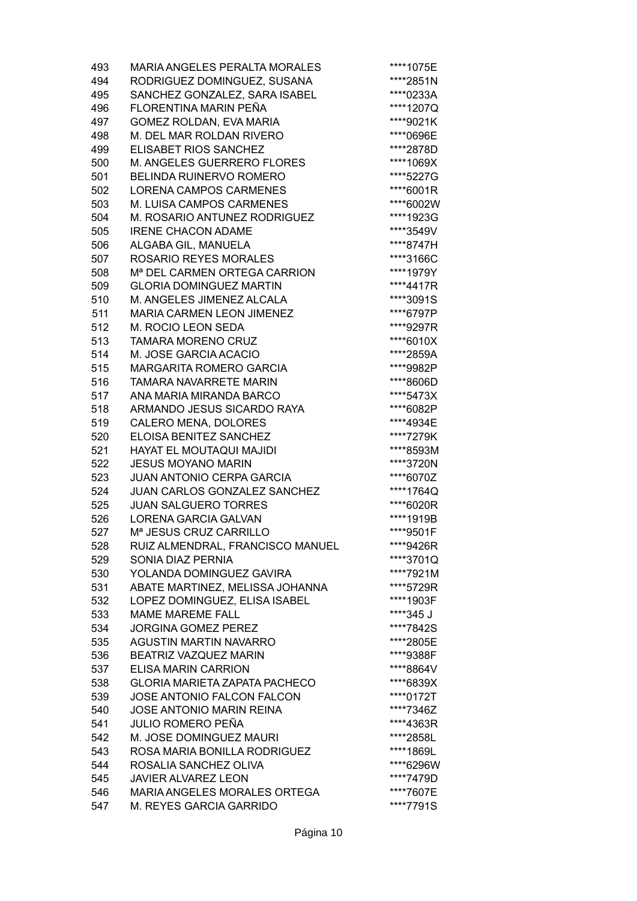| | | |
|---|---|---|
| 493 | MARIA ANGELES PERALTA MORALES | ****1075E |
| 494 | RODRIGUEZ DOMINGUEZ, SUSANA | ****2851N |
| 495 | SANCHEZ GONZALEZ, SARA ISABEL | ****0233A |
| 496 | FLORENTINA MARIN PEÑA | ****1207Q |
| 497 | GOMEZ ROLDAN, EVA MARIA | ****9021K |
| 498 | M. DEL MAR ROLDAN RIVERO | ****0696E |
| 499 | ELISABET RIOS SANCHEZ | ****2878D |
| 500 | M. ANGELES GUERRERO FLORES | ****1069X |
| 501 | BELINDA RUINERVO ROMERO | ****5227G |
| 502 | LORENA CAMPOS CARMENES | ****6001R |
| 503 | M. LUISA CAMPOS CARMENES | ****6002W |
| 504 | M. ROSARIO ANTUNEZ RODRIGUEZ | ****1923G |
| 505 | IRENE CHACON ADAME | ****3549V |
| 506 | ALGABA GIL, MANUELA | ****8747H |
| 507 | ROSARIO REYES MORALES | ****3166C |
| 508 | Mª DEL CARMEN ORTEGA CARRION | ****1979Y |
| 509 | GLORIA DOMINGUEZ MARTIN | ****4417R |
| 510 | M. ANGELES JIMENEZ ALCALA | ****3091S |
| 511 | MARIA CARMEN LEON JIMENEZ | ****6797P |
| 512 | M. ROCIO LEON SEDA | ****9297R |
| 513 | TAMARA MORENO CRUZ | ****6010X |
| 514 | M. JOSE GARCIA ACACIO | ****2859A |
| 515 | MARGARITA ROMERO GARCIA | ****9982P |
| 516 | TAMARA NAVARRETE MARIN | ****8606D |
| 517 | ANA MARIA MIRANDA BARCO | ****5473X |
| 518 | ARMANDO JESUS SICARDO RAYA | ****6082P |
| 519 | CALERO MENA, DOLORES | ****4934E |
| 520 | ELOISA BENITEZ SANCHEZ | ****7279K |
| 521 | HAYAT EL MOUTAQUI MAJIDI | ****8593M |
| 522 | JESUS MOYANO MARIN | ****3720N |
| 523 | JUAN ANTONIO CERPA GARCIA | ****6070Z |
| 524 | JUAN CARLOS GONZALEZ SANCHEZ | ****1764Q |
| 525 | JUAN SALGUERO TORRES | ****6020R |
| 526 | LORENA GARCIA GALVAN | ****1919B |
| 527 | Mª JESUS CRUZ CARRILLO | ****9501F |
| 528 | RUIZ ALMENDRAL, FRANCISCO MANUEL | ****9426R |
| 529 | SONIA DIAZ PERNIA | ****3701Q |
| 530 | YOLANDA DOMINGUEZ GAVIRA | ****7921M |
| 531 | ABATE MARTINEZ, MELISSA JOHANNA | ****5729R |
| 532 | LOPEZ DOMINGUEZ, ELISA ISABEL | ****1903F |
| 533 | MAME MAREME FALL | ****345 J |
| 534 | JORGINA GOMEZ PEREZ | ****7842S |
| 535 | AGUSTIN MARTIN NAVARRO | ****2805E |
| 536 | BEATRIZ VAZQUEZ MARIN | ****9388F |
| 537 | ELISA MARIN CARRION | ****8864V |
| 538 | GLORIA MARIETA ZAPATA PACHECO | ****6839X |
| 539 | JOSE ANTONIO FALCON FALCON | ****0172T |
| 540 | JOSE ANTONIO MARIN REINA | ****7346Z |
| 541 | JULIO ROMERO PEÑA | ****4363R |
| 542 | M. JOSE DOMINGUEZ MAURI | ****2858L |
| 543 | ROSA MARIA BONILLA RODRIGUEZ | ****1869L |
| 544 | ROSALIA SANCHEZ OLIVA | ****6296W |
| 545 | JAVIER ALVAREZ LEON | ****7479D |
| 546 | MARIA ANGELES MORALES ORTEGA | ****7607E |
| 547 | M. REYES GARCIA GARRIDO | ****7791S |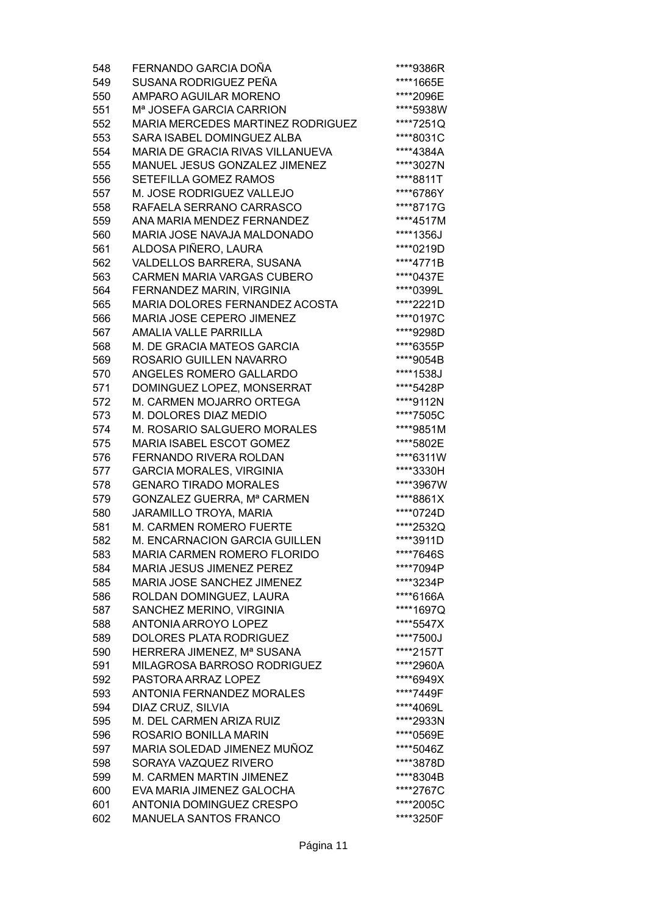| | | |
|---|---|---|
| 548 | FERNANDO GARCIA DOÑA | ****9386R |
| 549 | SUSANA RODRIGUEZ PEÑA | ****1665E |
| 550 | AMPARO AGUILAR MORENO | ****2096E |
| 551 | Mª JOSEFA GARCIA CARRION | ****5938W |
| 552 | MARIA MERCEDES MARTINEZ RODRIGUEZ | ****7251Q |
| 553 | SARA ISABEL DOMINGUEZ ALBA | ****8031C |
| 554 | MARIA DE GRACIA RIVAS VILLANUEVA | ****4384A |
| 555 | MANUEL JESUS GONZALEZ JIMENEZ | ****3027N |
| 556 | SETEFILLA GOMEZ RAMOS | ****8811T |
| 557 | M. JOSE RODRIGUEZ VALLEJO | ****6786Y |
| 558 | RAFAELA SERRANO CARRASCO | ****8717G |
| 559 | ANA MARIA MENDEZ FERNANDEZ | ****4517M |
| 560 | MARIA JOSE NAVAJA MALDONADO | ****1356J |
| 561 | ALDOSA PIÑERO, LAURA | ****0219D |
| 562 | VALDELLOS BARRERA, SUSANA | ****4771B |
| 563 | CARMEN MARIA VARGAS CUBERO | ****0437E |
| 564 | FERNANDEZ MARIN, VIRGINIA | ****0399L |
| 565 | MARIA DOLORES FERNANDEZ ACOSTA | ****2221D |
| 566 | MARIA JOSE CEPERO JIMENEZ | ****0197C |
| 567 | AMALIA VALLE PARRILLA | ****9298D |
| 568 | M. DE GRACIA MATEOS GARCIA | ****6355P |
| 569 | ROSARIO GUILLEN NAVARRO | ****9054B |
| 570 | ANGELES ROMERO GALLARDO | ****1538J |
| 571 | DOMINGUEZ LOPEZ, MONSERRAT | ****5428P |
| 572 | M. CARMEN MOJARRO ORTEGA | ****9112N |
| 573 | M. DOLORES DIAZ MEDIO | ****7505C |
| 574 | M. ROSARIO SALGUERO MORALES | ****9851M |
| 575 | MARIA ISABEL ESCOT GOMEZ | ****5802E |
| 576 | FERNANDO RIVERA ROLDAN | ****6311W |
| 577 | GARCIA MORALES, VIRGINIA | ****3330H |
| 578 | GENARO TIRADO MORALES | ****3967W |
| 579 | GONZALEZ GUERRA, Mª CARMEN | ****8861X |
| 580 | JARAMILLO TROYA, MARIA | ****0724D |
| 581 | M. CARMEN ROMERO FUERTE | ****2532Q |
| 582 | M. ENCARNACION GARCIA GUILLEN | ****3911D |
| 583 | MARIA CARMEN ROMERO FLORIDO | ****7646S |
| 584 | MARIA JESUS JIMENEZ PEREZ | ****7094P |
| 585 | MARIA JOSE SANCHEZ JIMENEZ | ****3234P |
| 586 | ROLDAN DOMINGUEZ, LAURA | ****6166A |
| 587 | SANCHEZ MERINO, VIRGINIA | ****1697Q |
| 588 | ANTONIA ARROYO LOPEZ | ****5547X |
| 589 | DOLORES PLATA RODRIGUEZ | ****7500J |
| 590 | HERRERA JIMENEZ, Mª SUSANA | ****2157T |
| 591 | MILAGROSA BARROSO RODRIGUEZ | ****2960A |
| 592 | PASTORA ARRAZ LOPEZ | ****6949X |
| 593 | ANTONIA FERNANDEZ MORALES | ****7449F |
| 594 | DIAZ CRUZ, SILVIA | ****4069L |
| 595 | M. DEL CARMEN ARIZA RUIZ | ****2933N |
| 596 | ROSARIO BONILLA MARIN | ****0569E |
| 597 | MARIA SOLEDAD JIMENEZ MUÑOZ | ****5046Z |
| 598 | SORAYA VAZQUEZ RIVERO | ****3878D |
| 599 | M. CARMEN MARTIN JIMENEZ | ****8304B |
| 600 | EVA MARIA JIMENEZ GALOCHA | ****2767C |
| 601 | ANTONIA DOMINGUEZ CRESPO | ****2005C |
| 602 | MANUELA SANTOS FRANCO | ****3250F |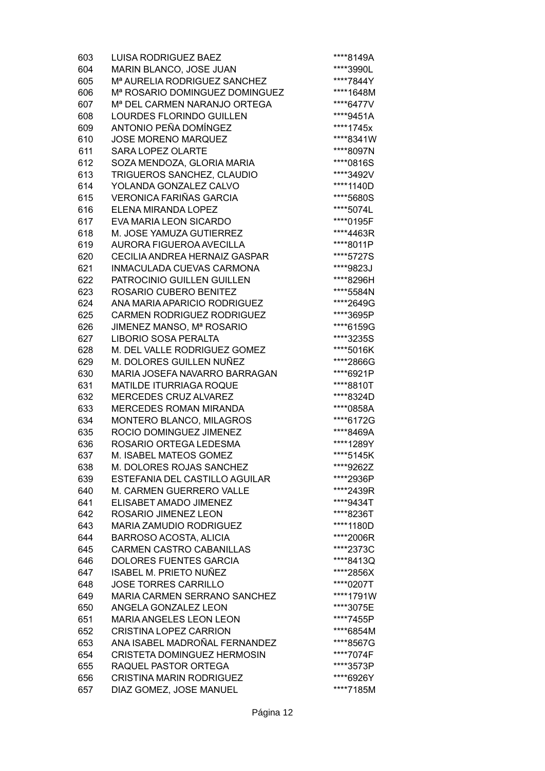| | | |
|---|---|---|
| 603 | LUISA RODRIGUEZ BAEZ | ****8149A |
| 604 | MARIN BLANCO, JOSE JUAN | ****3990L |
| 605 | Mª AURELIA RODRIGUEZ SANCHEZ | ****7844Y |
| 606 | Mª ROSARIO DOMINGUEZ DOMINGUEZ | ****1648M |
| 607 | Mª DEL CARMEN NARANJO ORTEGA | ****6477V |
| 608 | LOURDES FLORINDO GUILLEN | ****9451A |
| 609 | ANTONIO PEÑA DOMÍNGEZ | ****1745x |
| 610 | JOSE MORENO MARQUEZ | ****8341W |
| 611 | SARA LOPEZ OLARTE | ****8097N |
| 612 | SOZA MENDOZA, GLORIA MARIA | ****0816S |
| 613 | TRIGUEROS SANCHEZ, CLAUDIO | ****3492V |
| 614 | YOLANDA GONZALEZ CALVO | ****1140D |
| 615 | VERONICA FARIÑAS GARCIA | ****5680S |
| 616 | ELENA MIRANDA LOPEZ | ****5074L |
| 617 | EVA MARIA LEON SICARDO | ****0195F |
| 618 | M. JOSE YAMUZA GUTIERREZ | ****4463R |
| 619 | AURORA FIGUEROA AVECILLA | ****8011P |
| 620 | CECILIA ANDREA HERNAIZ GASPAR | ****5727S |
| 621 | INMACULADA CUEVAS CARMONA | ****9823J |
| 622 | PATROCINIO GUILLEN GUILLEN | ****8296H |
| 623 | ROSARIO CUBERO BENITEZ | ****5584N |
| 624 | ANA MARIA APARICIO RODRIGUEZ | ****2649G |
| 625 | CARMEN RODRIGUEZ RODRIGUEZ | ****3695P |
| 626 | JIMENEZ MANSO, Mª ROSARIO | ****6159G |
| 627 | LIBORIO SOSA PERALTA | ****3235S |
| 628 | M. DEL VALLE RODRIGUEZ GOMEZ | ****5016K |
| 629 | M. DOLORES GUILLEN NUÑEZ | ****2866G |
| 630 | MARIA JOSEFA NAVARRO BARRAGAN | ****6921P |
| 631 | MATILDE ITURRIAGA ROQUE | ****8810T |
| 632 | MERCEDES CRUZ ALVAREZ | ****8324D |
| 633 | MERCEDES ROMAN MIRANDA | ****0858A |
| 634 | MONTERO BLANCO, MILAGROS | ****6172G |
| 635 | ROCIO DOMINGUEZ JIMENEZ | ****8469A |
| 636 | ROSARIO ORTEGA LEDESMA | ****1289Y |
| 637 | M. ISABEL MATEOS GOMEZ | ****5145K |
| 638 | M. DOLORES ROJAS SANCHEZ | ****9262Z |
| 639 | ESTEFANIA DEL CASTILLO AGUILAR | ****2936P |
| 640 | M. CARMEN GUERRERO VALLE | ****2439R |
| 641 | ELISABET AMADO JIMENEZ | ****9434T |
| 642 | ROSARIO JIMENEZ LEON | ****8236T |
| 643 | MARIA ZAMUDIO RODRIGUEZ | ****1180D |
| 644 | BARROSO ACOSTA, ALICIA | ****2006R |
| 645 | CARMEN CASTRO CABANILLAS | ****2373C |
| 646 | DOLORES FUENTES GARCIA | ****8413Q |
| 647 | ISABEL M. PRIETO NUÑEZ | ****2856X |
| 648 | JOSE TORRES CARRILLO | ****0207T |
| 649 | MARIA CARMEN SERRANO SANCHEZ | ****1791W |
| 650 | ANGELA GONZALEZ LEON | ****3075E |
| 651 | MARIA ANGELES LEON LEON | ****7455P |
| 652 | CRISTINA LOPEZ CARRION | ****6854M |
| 653 | ANA ISABEL MADROÑAL FERNANDEZ | ****8567G |
| 654 | CRISTETA DOMINGUEZ HERMOSIN | ****7074F |
| 655 | RAQUEL PASTOR ORTEGA | ****3573P |
| 656 | CRISTINA MARIN RODRIGUEZ | ****6926Y |
| 657 | DIAZ GOMEZ, JOSE MANUEL | ****7185M |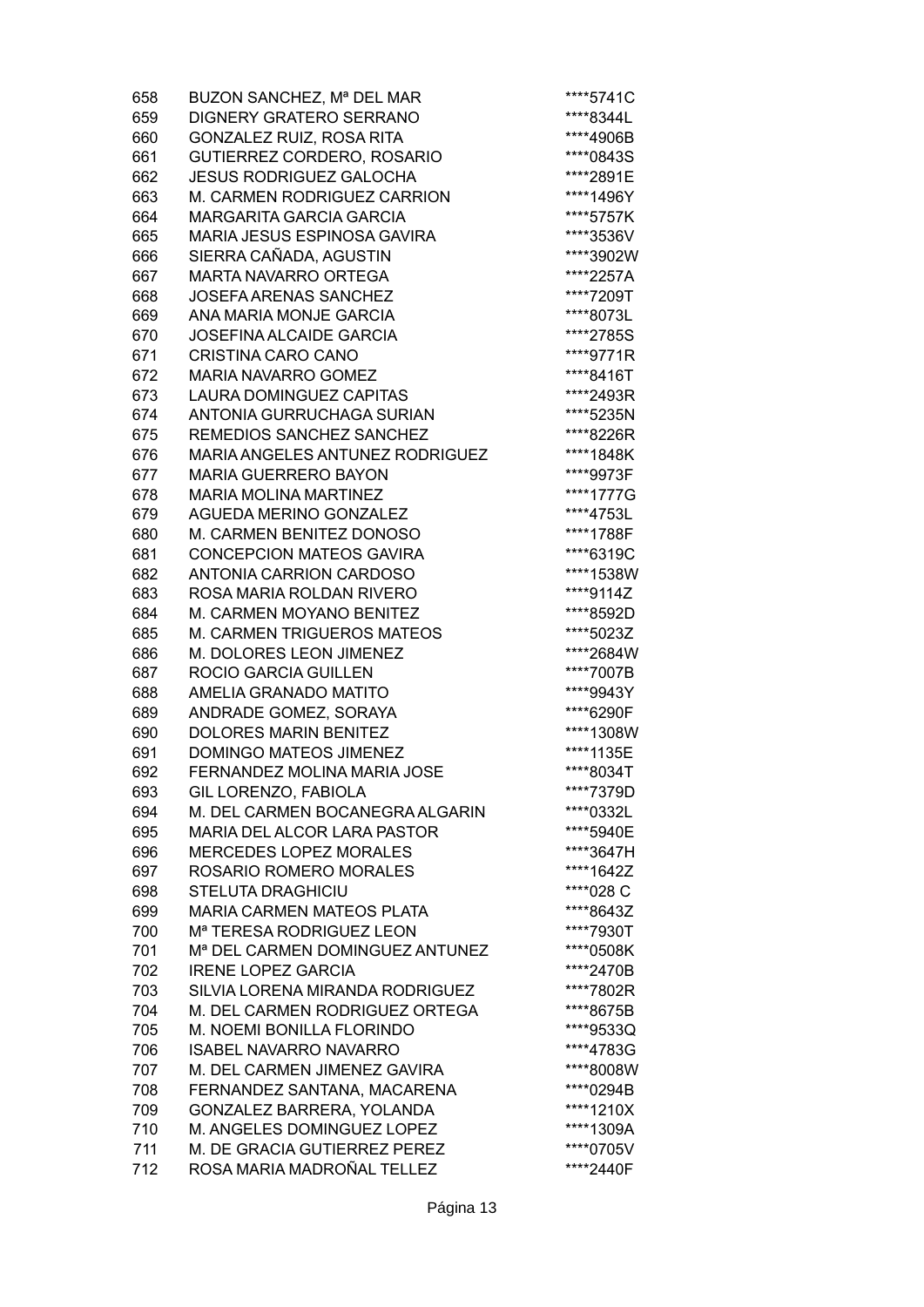| | | |
|---|---|---|
| 658 | BUZON SANCHEZ, Mª DEL MAR | ****5741C |
| 659 | DIGNERY GRATERO SERRANO | ****8344L |
| 660 | GONZALEZ RUIZ, ROSA RITA | ****4906B |
| 661 | GUTIERREZ CORDERO, ROSARIO | ****0843S |
| 662 | JESUS RODRIGUEZ GALOCHA | ****2891E |
| 663 | M. CARMEN RODRIGUEZ CARRION | ****1496Y |
| 664 | MARGARITA GARCIA GARCIA | ****5757K |
| 665 | MARIA JESUS ESPINOSA GAVIRA | ****3536V |
| 666 | SIERRA CAÑADA, AGUSTIN | ****3902W |
| 667 | MARTA NAVARRO ORTEGA | ****2257A |
| 668 | JOSEFA ARENAS SANCHEZ | ****7209T |
| 669 | ANA MARIA MONJE GARCIA | ****8073L |
| 670 | JOSEFINA ALCAIDE GARCIA | ****2785S |
| 671 | CRISTINA CARO CANO | ****9771R |
| 672 | MARIA NAVARRO GOMEZ | ****8416T |
| 673 | LAURA DOMINGUEZ CAPITAS | ****2493R |
| 674 | ANTONIA GURRUCHAGA SURIAN | ****5235N |
| 675 | REMEDIOS SANCHEZ SANCHEZ | ****8226R |
| 676 | MARIA ANGELES ANTUNEZ RODRIGUEZ | ****1848K |
| 677 | MARIA GUERRERO BAYON | ****9973F |
| 678 | MARIA MOLINA MARTINEZ | ****1777G |
| 679 | AGUEDA MERINO GONZALEZ | ****4753L |
| 680 | M. CARMEN BENITEZ DONOSO | ****1788F |
| 681 | CONCEPCION MATEOS GAVIRA | ****6319C |
| 682 | ANTONIA CARRION CARDOSO | ****1538W |
| 683 | ROSA MARIA ROLDAN RIVERO | ****9114Z |
| 684 | M. CARMEN MOYANO BENITEZ | ****8592D |
| 685 | M. CARMEN TRIGUEROS MATEOS | ****5023Z |
| 686 | M. DOLORES LEON JIMENEZ | ****2684W |
| 687 | ROCIO GARCIA GUILLEN | ****7007B |
| 688 | AMELIA GRANADO MATITO | ****9943Y |
| 689 | ANDRADE GOMEZ, SORAYA | ****6290F |
| 690 | DOLORES MARIN BENITEZ | ****1308W |
| 691 | DOMINGO MATEOS JIMENEZ | ****1135E |
| 692 | FERNANDEZ MOLINA MARIA JOSE | ****8034T |
| 693 | GIL LORENZO, FABIOLA | ****7379D |
| 694 | M. DEL CARMEN BOCANEGRA ALGARIN | ****0332L |
| 695 | MARIA DEL ALCOR LARA PASTOR | ****5940E |
| 696 | MERCEDES LOPEZ MORALES | ****3647H |
| 697 | ROSARIO ROMERO MORALES | ****1642Z |
| 698 | STELUTA DRAGHICIU | ****028 C |
| 699 | MARIA CARMEN MATEOS PLATA | ****8643Z |
| 700 | Mª TERESA RODRIGUEZ LEON | ****7930T |
| 701 | Mª DEL CARMEN DOMINGUEZ ANTUNEZ | ****0508K |
| 702 | IRENE LOPEZ GARCIA | ****2470B |
| 703 | SILVIA LORENA MIRANDA RODRIGUEZ | ****7802R |
| 704 | M. DEL CARMEN RODRIGUEZ ORTEGA | ****8675B |
| 705 | M. NOEMI BONILLA FLORINDO | ****9533Q |
| 706 | ISABEL NAVARRO NAVARRO | ****4783G |
| 707 | M. DEL CARMEN JIMENEZ GAVIRA | ****8008W |
| 708 | FERNANDEZ SANTANA, MACARENA | ****0294B |
| 709 | GONZALEZ BARRERA, YOLANDA | ****1210X |
| 710 | M. ANGELES DOMINGUEZ LOPEZ | ****1309A |
| 711 | M. DE GRACIA GUTIERREZ PEREZ | ****0705V |
| 712 | ROSA MARIA MADROÑAL TELLEZ | ****2440F |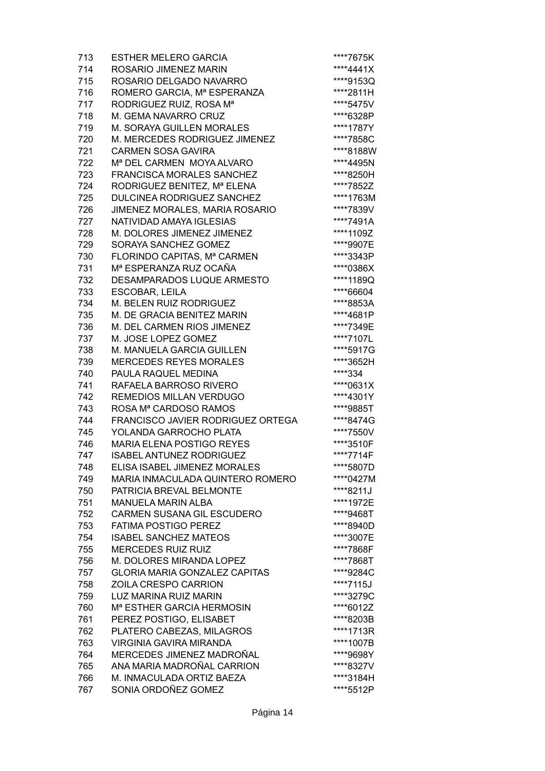| | | |
|---|---|---|
| 713 | ESTHER MELERO GARCIA | ****7675K |
| 714 | ROSARIO JIMENEZ MARIN | ****4441X |
| 715 | ROSARIO DELGADO NAVARRO | ****9153Q |
| 716 | ROMERO GARCIA, Mª ESPERANZA | ****2811H |
| 717 | RODRIGUEZ RUIZ, ROSA Mª | ****5475V |
| 718 | M. GEMA NAVARRO CRUZ | ****6328P |
| 719 | M. SORAYA GUILLEN MORALES | ****1787Y |
| 720 | M. MERCEDES RODRIGUEZ JIMENEZ | ****7858C |
| 721 | CARMEN SOSA GAVIRA | ****8188W |
| 722 | Mª DEL CARMEN MOYA ALVARO | ****4495N |
| 723 | FRANCISCA MORALES SANCHEZ | ****8250H |
| 724 | RODRIGUEZ BENITEZ, Mª ELENA | ****7852Z |
| 725 | DULCINEA RODRIGUEZ SANCHEZ | ****1763M |
| 726 | JIMENEZ MORALES, MARIA ROSARIO | ****7839V |
| 727 | NATIVIDAD AMAYA IGLESIAS | ****7491A |
| 728 | M. DOLORES JIMENEZ JIMENEZ | ****1109Z |
| 729 | SORAYA SANCHEZ GOMEZ | ****9907E |
| 730 | FLORINDO CAPITAS, Mª CARMEN | ****3343P |
| 731 | Mª ESPERANZA RUZ OCAÑA | ****0386X |
| 732 | DESAMPARADOS LUQUE ARMESTO | ****1189Q |
| 733 | ESCOBAR, LEILA | ****66604 |
| 734 | M. BELEN RUIZ RODRIGUEZ | ****8853A |
| 735 | M. DE GRACIA BENITEZ MARIN | ****4681P |
| 736 | M. DEL CARMEN RIOS JIMENEZ | ****7349E |
| 737 | M. JOSE LOPEZ GOMEZ | ****7107L |
| 738 | M. MANUELA GARCIA GUILLEN | ****5917G |
| 739 | MERCEDES REYES MORALES | ****3652H |
| 740 | PAULA RAQUEL MEDINA | ****334 |
| 741 | RAFAELA BARROSO RIVERO | ****0631X |
| 742 | REMEDIOS MILLAN VERDUGO | ****4301Y |
| 743 | ROSA Mª CARDOSO RAMOS | ****9885T |
| 744 | FRANCISCO JAVIER RODRIGUEZ ORTEGA | ****8474G |
| 745 | YOLANDA GARROCHO PLATA | ****7550V |
| 746 | MARIA ELENA POSTIGO REYES | ****3510F |
| 747 | ISABEL ANTUNEZ RODRIGUEZ | ****7714F |
| 748 | ELISA ISABEL JIMENEZ MORALES | ****5807D |
| 749 | MARIA INMACULADA QUINTERO ROMERO | ****0427M |
| 750 | PATRICIA BREVAL BELMONTE | ****8211J |
| 751 | MANUELA MARIN ALBA | ****1972E |
| 752 | CARMEN SUSANA GIL ESCUDERO | ****9468T |
| 753 | FATIMA POSTIGO PEREZ | ****8940D |
| 754 | ISABEL SANCHEZ MATEOS | ****3007E |
| 755 | MERCEDES RUIZ RUIZ | ****7868F |
| 756 | M. DOLORES MIRANDA LOPEZ | ****7868T |
| 757 | GLORIA MARIA GONZALEZ CAPITAS | ****9284C |
| 758 | ZOILA CRESPO CARRION | ****7115J |
| 759 | LUZ MARINA RUIZ MARIN | ****3279C |
| 760 | Mª ESTHER GARCIA HERMOSIN | ****6012Z |
| 761 | PEREZ POSTIGO, ELISABET | ****8203B |
| 762 | PLATERO CABEZAS, MILAGROS | ****1713R |
| 763 | VIRGINIA GAVIRA MIRANDA | ****1007B |
| 764 | MERCEDES JIMENEZ MADROÑAL | ****9698Y |
| 765 | ANA MARIA MADROÑAL CARRION | ****8327V |
| 766 | M. INMACULADA ORTIZ BAEZA | ****3184H |
| 767 | SONIA ORDOÑEZ GOMEZ | ****5512P |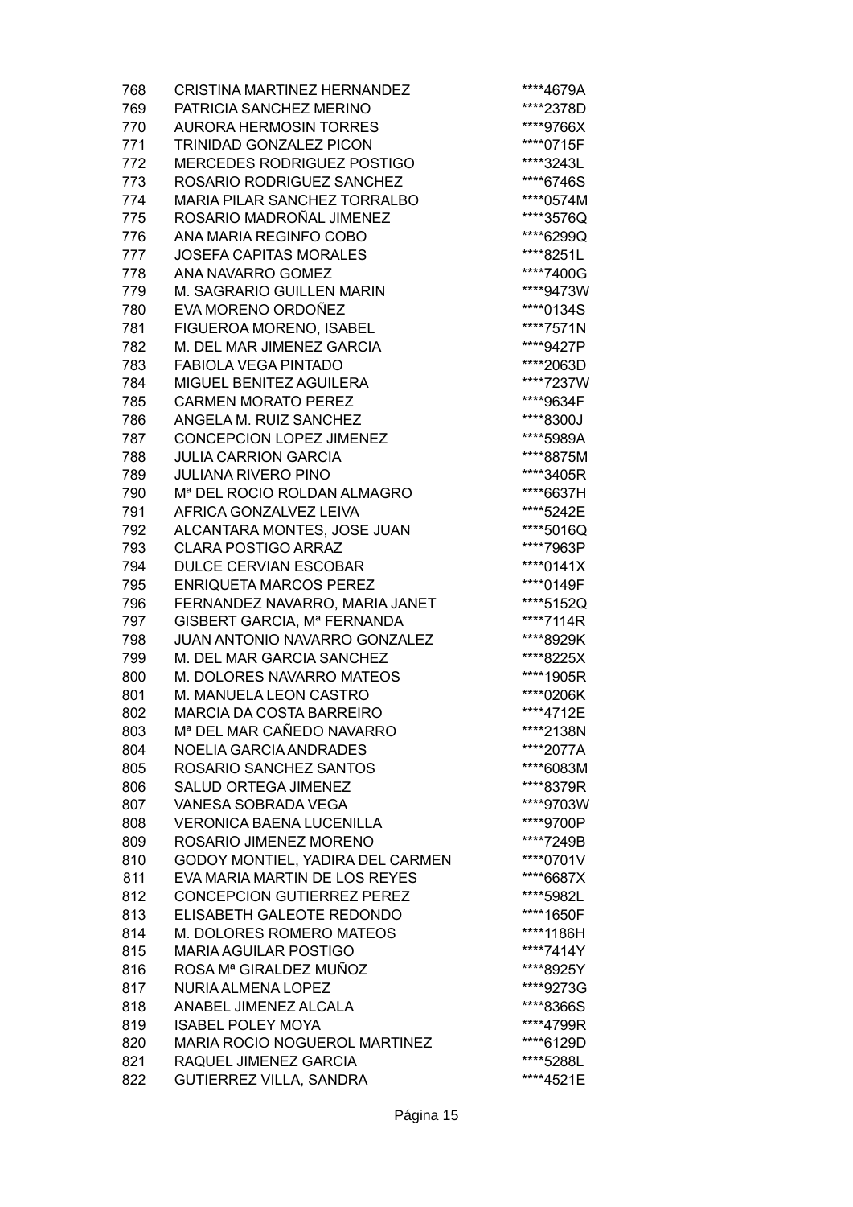| | | |
|---|---|---|
| 768 | CRISTINA MARTINEZ HERNANDEZ | ****4679A |
| 769 | PATRICIA SANCHEZ MERINO | ****2378D |
| 770 | AURORA HERMOSIN TORRES | ****9766X |
| 771 | TRINIDAD GONZALEZ PICON | ****0715F |
| 772 | MERCEDES RODRIGUEZ POSTIGO | ****3243L |
| 773 | ROSARIO RODRIGUEZ SANCHEZ | ****6746S |
| 774 | MARIA PILAR SANCHEZ TORRALBO | ****0574M |
| 775 | ROSARIO MADROÑAL JIMENEZ | ****3576Q |
| 776 | ANA MARIA REGINFO COBO | ****6299Q |
| 777 | JOSEFA CAPITAS MORALES | ****8251L |
| 778 | ANA NAVARRO GOMEZ | ****7400G |
| 779 | M. SAGRARIO GUILLEN MARIN | ****9473W |
| 780 | EVA MORENO ORDOÑEZ | ****0134S |
| 781 | FIGUEROA MORENO, ISABEL | ****7571N |
| 782 | M. DEL MAR JIMENEZ GARCIA | ****9427P |
| 783 | FABIOLA VEGA PINTADO | ****2063D |
| 784 | MIGUEL BENITEZ AGUILERA | ****7237W |
| 785 | CARMEN MORATO PEREZ | ****9634F |
| 786 | ANGELA M. RUIZ SANCHEZ | ****8300J |
| 787 | CONCEPCION LOPEZ JIMENEZ | ****5989A |
| 788 | JULIA CARRION GARCIA | ****8875M |
| 789 | JULIANA RIVERO PINO | ****3405R |
| 790 | Mª DEL ROCIO ROLDAN ALMAGRO | ****6637H |
| 791 | AFRICA GONZALVEZ LEIVA | ****5242E |
| 792 | ALCANTARA MONTES, JOSE JUAN | ****5016Q |
| 793 | CLARA POSTIGO ARRAZ | ****7963P |
| 794 | DULCE CERVIAN ESCOBAR | ****0141X |
| 795 | ENRIQUETA MARCOS PEREZ | ****0149F |
| 796 | FERNANDEZ NAVARRO, MARIA JANET | ****5152Q |
| 797 | GISBERT GARCIA, Mª FERNANDA | ****7114R |
| 798 | JUAN ANTONIO NAVARRO GONZALEZ | ****8929K |
| 799 | M. DEL MAR GARCIA SANCHEZ | ****8225X |
| 800 | M. DOLORES NAVARRO MATEOS | ****1905R |
| 801 | M. MANUELA LEON CASTRO | ****0206K |
| 802 | MARCIA DA COSTA BARREIRO | ****4712E |
| 803 | Mª DEL MAR CAÑEDO NAVARRO | ****2138N |
| 804 | NOELIA GARCIA ANDRADES | ****2077A |
| 805 | ROSARIO SANCHEZ SANTOS | ****6083M |
| 806 | SALUD ORTEGA JIMENEZ | ****8379R |
| 807 | VANESA SOBRADA VEGA | ****9703W |
| 808 | VERONICA BAENA LUCENILLA | ****9700P |
| 809 | ROSARIO JIMENEZ MORENO | ****7249B |
| 810 | GODOY MONTIEL, YADIRA DEL CARMEN | ****0701V |
| 811 | EVA MARIA MARTIN DE LOS REYES | ****6687X |
| 812 | CONCEPCION GUTIERREZ PEREZ | ****5982L |
| 813 | ELISABETH GALEOTE REDONDO | ****1650F |
| 814 | M. DOLORES ROMERO MATEOS | ****1186H |
| 815 | MARIA AGUILAR POSTIGO | ****7414Y |
| 816 | ROSA Mª GIRALDEZ MUÑOZ | ****8925Y |
| 817 | NURIA ALMENA LOPEZ | ****9273G |
| 818 | ANABEL JIMENEZ ALCALA | ****8366S |
| 819 | ISABEL POLEY MOYA | ****4799R |
| 820 | MARIA ROCIO NOGUEROL MARTINEZ | ****6129D |
| 821 | RAQUEL JIMENEZ GARCIA | ****5288L |
| 822 | GUTIERREZ VILLA, SANDRA | ****4521E |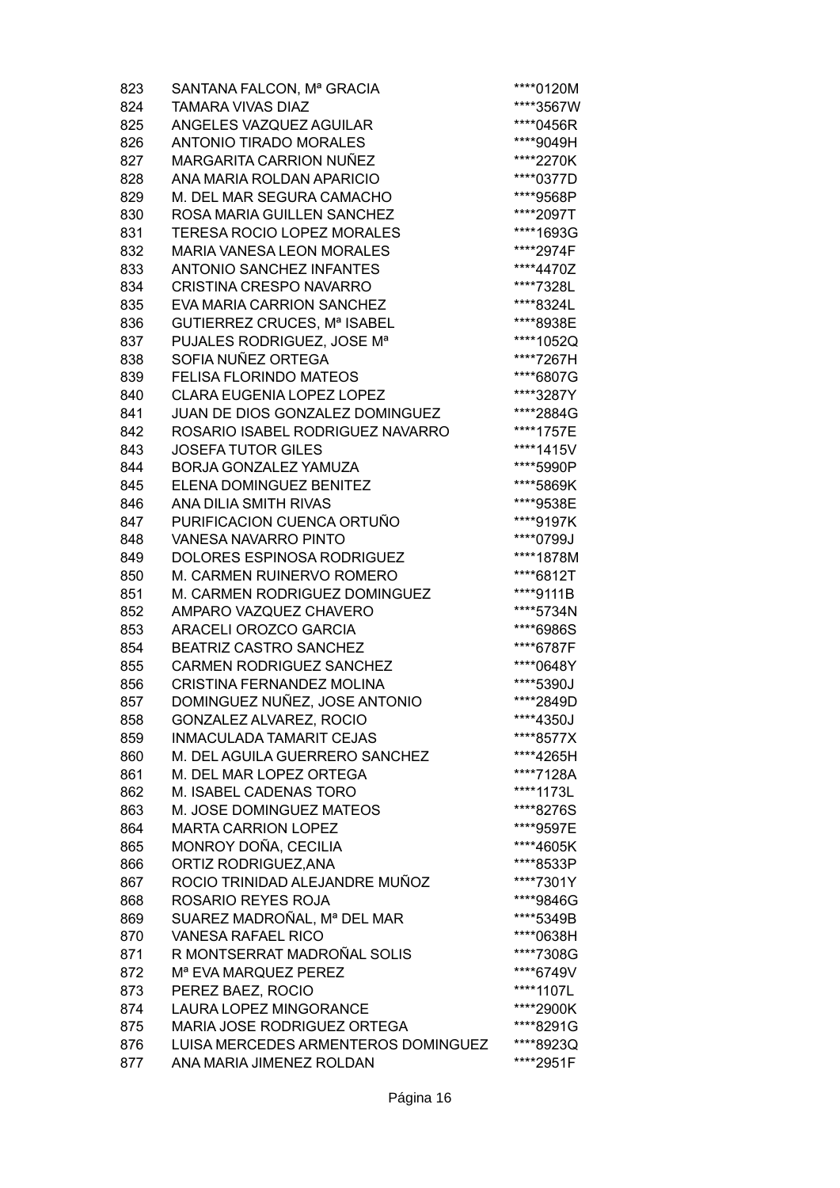| | | |
|---|---|---|
| 823 | SANTANA FALCON, Mª GRACIA | ****0120M |
| 824 | TAMARA VIVAS DIAZ | ****3567W |
| 825 | ANGELES VAZQUEZ AGUILAR | ****0456R |
| 826 | ANTONIO TIRADO MORALES | ****9049H |
| 827 | MARGARITA CARRION NUÑEZ | ****2270K |
| 828 | ANA MARIA ROLDAN APARICIO | ****0377D |
| 829 | M. DEL MAR SEGURA CAMACHO | ****9568P |
| 830 | ROSA MARIA GUILLEN SANCHEZ | ****2097T |
| 831 | TERESA ROCIO LOPEZ MORALES | ****1693G |
| 832 | MARIA VANESA LEON MORALES | ****2974F |
| 833 | ANTONIO SANCHEZ INFANTES | ****4470Z |
| 834 | CRISTINA CRESPO NAVARRO | ****7328L |
| 835 | EVA MARIA CARRION SANCHEZ | ****8324L |
| 836 | GUTIERREZ CRUCES, Mª ISABEL | ****8938E |
| 837 | PUJALES RODRIGUEZ, JOSE Mª | ****1052Q |
| 838 | SOFIA NUÑEZ ORTEGA | ****7267H |
| 839 | FELISA FLORINDO MATEOS | ****6807G |
| 840 | CLARA EUGENIA LOPEZ LOPEZ | ****3287Y |
| 841 | JUAN DE DIOS GONZALEZ DOMINGUEZ | ****2884G |
| 842 | ROSARIO ISABEL RODRIGUEZ NAVARRO | ****1757E |
| 843 | JOSEFA TUTOR GILES | ****1415V |
| 844 | BORJA GONZALEZ YAMUZA | ****5990P |
| 845 | ELENA DOMINGUEZ BENITEZ | ****5869K |
| 846 | ANA DILIA SMITH RIVAS | ****9538E |
| 847 | PURIFICACION CUENCA ORTUÑO | ****9197K |
| 848 | VANESA NAVARRO PINTO | ****0799J |
| 849 | DOLORES ESPINOSA RODRIGUEZ | ****1878M |
| 850 | M. CARMEN RUINERVO ROMERO | ****6812T |
| 851 | M. CARMEN RODRIGUEZ DOMINGUEZ | ****9111B |
| 852 | AMPARO VAZQUEZ CHAVERO | ****5734N |
| 853 | ARACELI OROZCO GARCIA | ****6986S |
| 854 | BEATRIZ CASTRO SANCHEZ | ****6787F |
| 855 | CARMEN RODRIGUEZ SANCHEZ | ****0648Y |
| 856 | CRISTINA FERNANDEZ MOLINA | ****5390J |
| 857 | DOMINGUEZ NUÑEZ, JOSE ANTONIO | ****2849D |
| 858 | GONZALEZ ALVAREZ, ROCIO | ****4350J |
| 859 | INMACULADA TAMARIT CEJAS | ****8577X |
| 860 | M. DEL AGUILA GUERRERO SANCHEZ | ****4265H |
| 861 | M. DEL MAR LOPEZ ORTEGA | ****7128A |
| 862 | M. ISABEL CADENAS TORO | ****1173L |
| 863 | M. JOSE DOMINGUEZ MATEOS | ****8276S |
| 864 | MARTA CARRION LOPEZ | ****9597E |
| 865 | MONROY DOÑA, CECILIA | ****4605K |
| 866 | ORTIZ RODRIGUEZ,ANA | ****8533P |
| 867 | ROCIO TRINIDAD ALEJANDRE MUÑOZ | ****7301Y |
| 868 | ROSARIO REYES ROJA | ****9846G |
| 869 | SUAREZ MADROÑAL, Mª DEL MAR | ****5349B |
| 870 | VANESA RAFAEL RICO | ****0638H |
| 871 | R MONTSERRAT MADROÑAL SOLIS | ****7308G |
| 872 | Mª EVA MARQUEZ PEREZ | ****6749V |
| 873 | PEREZ BAEZ, ROCIO | ****1107L |
| 874 | LAURA LOPEZ MINGORANCE | ****2900K |
| 875 | MARIA JOSE RODRIGUEZ ORTEGA | ****8291G |
| 876 | LUISA MERCEDES ARMENTEROS DOMINGUEZ | ****8923Q |
| 877 | ANA MARIA JIMENEZ ROLDAN | ****2951F |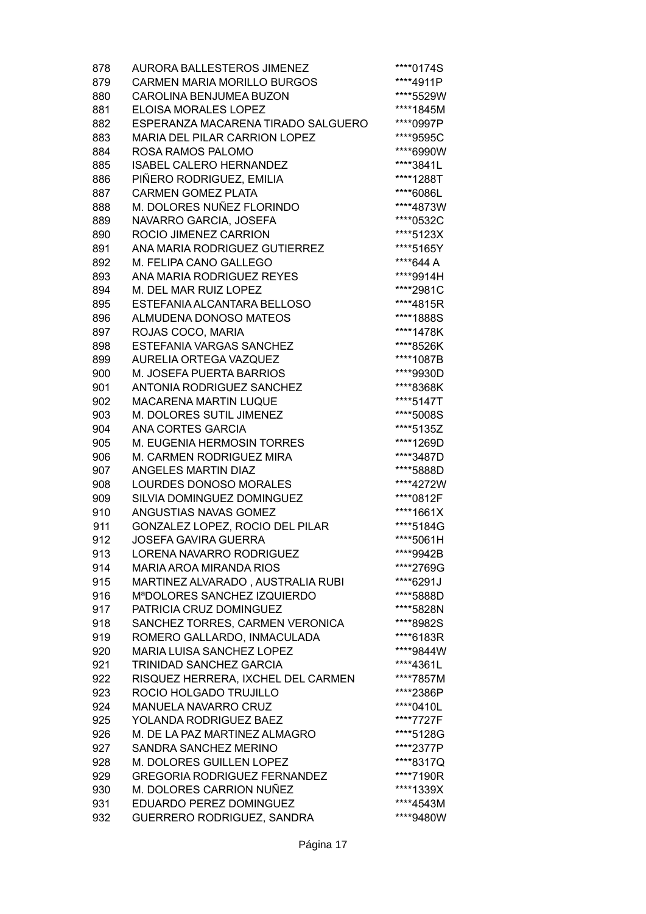| | | |
|---|---|---|
| 878 | AURORA BALLESTEROS JIMENEZ | ****0174S |
| 879 | CARMEN MARIA MORILLO BURGOS | ****4911P |
| 880 | CAROLINA BENJUMEA BUZON | ****5529W |
| 881 | ELOISA MORALES LOPEZ | ****1845M |
| 882 | ESPERANZA MACARENA TIRADO SALGUERO | ****0997P |
| 883 | MARIA DEL PILAR CARRION LOPEZ | ****9595C |
| 884 | ROSA RAMOS PALOMO | ****6990W |
| 885 | ISABEL CALERO HERNANDEZ | ****3841L |
| 886 | PIÑERO RODRIGUEZ, EMILIA | ****1288T |
| 887 | CARMEN GOMEZ PLATA | ****6086L |
| 888 | M. DOLORES NUÑEZ FLORINDO | ****4873W |
| 889 | NAVARRO GARCIA, JOSEFA | ****0532C |
| 890 | ROCIO JIMENEZ CARRION | ****5123X |
| 891 | ANA MARIA RODRIGUEZ GUTIERREZ | ****5165Y |
| 892 | M. FELIPA CANO GALLEGO | ****644 A |
| 893 | ANA MARIA RODRIGUEZ REYES | ****9914H |
| 894 | M. DEL MAR RUIZ LOPEZ | ****2981C |
| 895 | ESTEFANIA ALCANTARA BELLOSO | ****4815R |
| 896 | ALMUDENA DONOSO MATEOS | ****1888S |
| 897 | ROJAS COCO, MARIA | ****1478K |
| 898 | ESTEFANIA VARGAS SANCHEZ | ****8526K |
| 899 | AURELIA ORTEGA VAZQUEZ | ****1087B |
| 900 | M. JOSEFA PUERTA BARRIOS | ****9930D |
| 901 | ANTONIA RODRIGUEZ SANCHEZ | ****8368K |
| 902 | MACARENA MARTIN LUQUE | ****5147T |
| 903 | M. DOLORES SUTIL JIMENEZ | ****5008S |
| 904 | ANA CORTES GARCIA | ****5135Z |
| 905 | M. EUGENIA HERMOSIN TORRES | ****1269D |
| 906 | M. CARMEN RODRIGUEZ MIRA | ****3487D |
| 907 | ANGELES MARTIN DIAZ | ****5888D |
| 908 | LOURDES DONOSO MORALES | ****4272W |
| 909 | SILVIA DOMINGUEZ DOMINGUEZ | ****0812F |
| 910 | ANGUSTIAS NAVAS GOMEZ | ****1661X |
| 911 | GONZALEZ LOPEZ, ROCIO DEL PILAR | ****5184G |
| 912 | JOSEFA GAVIRA GUERRA | ****5061H |
| 913 | LORENA NAVARRO RODRIGUEZ | ****9942B |
| 914 | MARIA AROA MIRANDA RIOS | ****2769G |
| 915 | MARTINEZ ALVARADO , AUSTRALIA RUBI | ****6291J |
| 916 | MªDOLORES SANCHEZ IZQUIERDO | ****5888D |
| 917 | PATRICIA CRUZ DOMINGUEZ | ****5828N |
| 918 | SANCHEZ TORRES, CARMEN VERONICA | ****8982S |
| 919 | ROMERO GALLARDO, INMACULADA | ****6183R |
| 920 | MARIA LUISA SANCHEZ LOPEZ | ****9844W |
| 921 | TRINIDAD SANCHEZ GARCIA | ****4361L |
| 922 | RISQUEZ HERRERA, IXCHEL DEL CARMEN | ****7857M |
| 923 | ROCIO HOLGADO TRUJILLO | ****2386P |
| 924 | MANUELA NAVARRO CRUZ | ****0410L |
| 925 | YOLANDA RODRIGUEZ BAEZ | ****7727F |
| 926 | M. DE LA PAZ MARTINEZ ALMAGRO | ****5128G |
| 927 | SANDRA SANCHEZ MERINO | ****2377P |
| 928 | M. DOLORES GUILLEN LOPEZ | ****8317Q |
| 929 | GREGORIA RODRIGUEZ FERNANDEZ | ****7190R |
| 930 | M. DOLORES CARRION NUÑEZ | ****1339X |
| 931 | EDUARDO PEREZ DOMINGUEZ | ****4543M |
| 932 | GUERRERO RODRIGUEZ, SANDRA | ****9480W |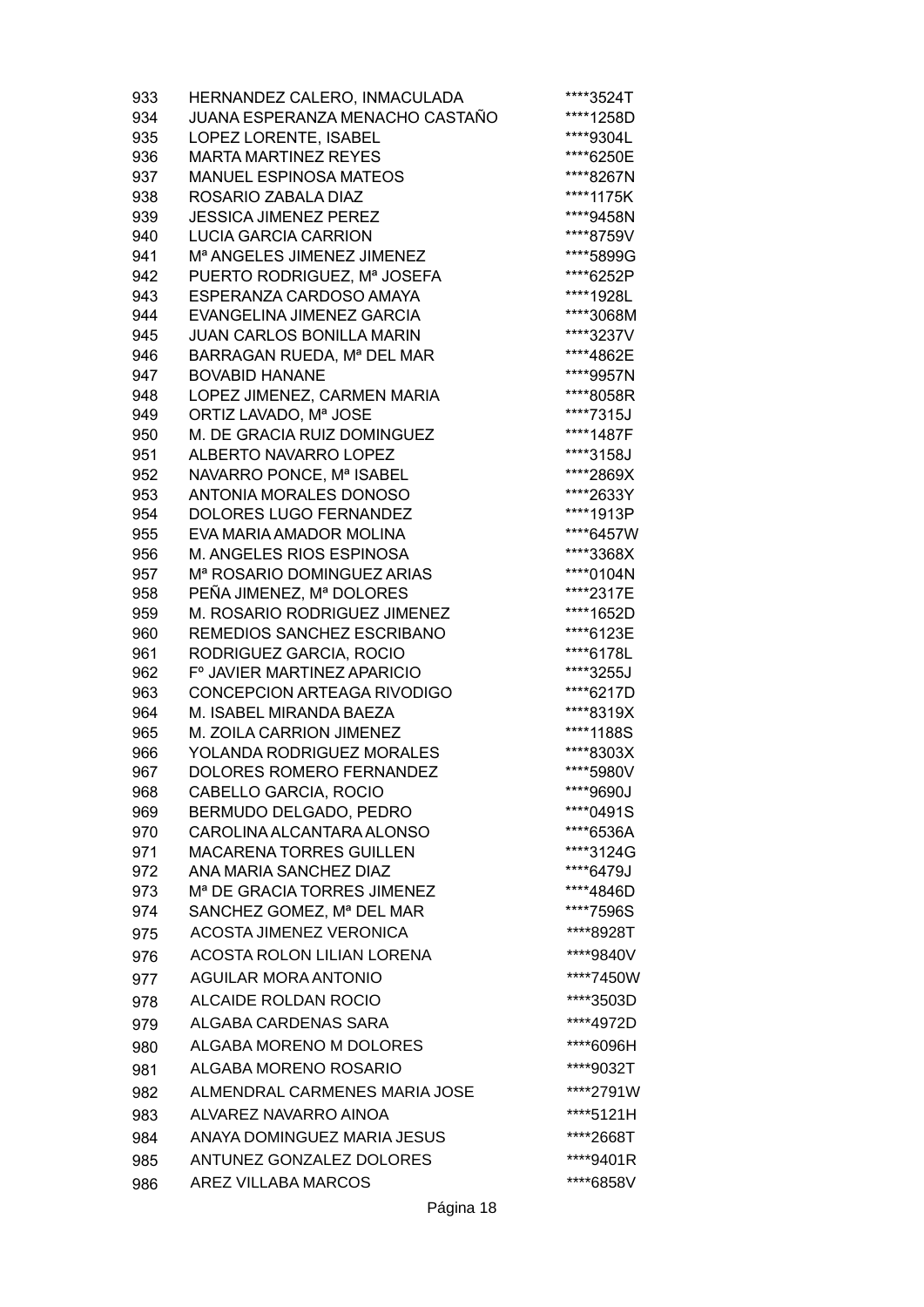| | | |
|---|---|---|
| 933 | HERNANDEZ CALERO, INMACULADA | ****3524T |
| 934 | JUANA ESPERANZA MENACHO CASTAÑO | ****1258D |
| 935 | LOPEZ LORENTE, ISABEL | ****9304L |
| 936 | MARTA MARTINEZ REYES | ****6250E |
| 937 | MANUEL ESPINOSA MATEOS | ****8267N |
| 938 | ROSARIO ZABALA DIAZ | ****1175K |
| 939 | JESSICA JIMENEZ PEREZ | ****9458N |
| 940 | LUCIA GARCIA CARRION | ****8759V |
| 941 | Mª ANGELES JIMENEZ JIMENEZ | ****5899G |
| 942 | PUERTO RODRIGUEZ, Mª JOSEFA | ****6252P |
| 943 | ESPERANZA CARDOSO AMAYA | ****1928L |
| 944 | EVANGELINA JIMENEZ GARCIA | ****3068M |
| 945 | JUAN CARLOS BONILLA MARIN | ****3237V |
| 946 | BARRAGAN RUEDA, Mª DEL MAR | ****4862E |
| 947 | BOVABID HANANE | ****9957N |
| 948 | LOPEZ JIMENEZ, CARMEN MARIA | ****8058R |
| 949 | ORTIZ LAVADO, Mª JOSE | ****7315J |
| 950 | M. DE GRACIA RUIZ DOMINGUEZ | ****1487F |
| 951 | ALBERTO NAVARRO LOPEZ | ****3158J |
| 952 | NAVARRO PONCE, Mª ISABEL | ****2869X |
| 953 | ANTONIA MORALES DONOSO | ****2633Y |
| 954 | DOLORES LUGO FERNANDEZ | ****1913P |
| 955 | EVA MARIA AMADOR MOLINA | ****6457W |
| 956 | M. ANGELES RIOS ESPINOSA | ****3368X |
| 957 | Mª ROSARIO DOMINGUEZ ARIAS | ****0104N |
| 958 | PEÑA JIMENEZ, Mª DOLORES | ****2317E |
| 959 | M. ROSARIO RODRIGUEZ JIMENEZ | ****1652D |
| 960 | REMEDIOS SANCHEZ ESCRIBANO | ****6123E |
| 961 | RODRIGUEZ GARCIA, ROCIO | ****6178L |
| 962 | Fº JAVIER MARTINEZ APARICIO | ****3255J |
| 963 | CONCEPCION ARTEAGA RIVODIGO | ****6217D |
| 964 | M. ISABEL MIRANDA BAEZA | ****8319X |
| 965 | M. ZOILA CARRION JIMENEZ | ****1188S |
| 966 | YOLANDA RODRIGUEZ MORALES | ****8303X |
| 967 | DOLORES ROMERO FERNANDEZ | ****5980V |
| 968 | CABELLO GARCIA, ROCIO | ****9690J |
| 969 | BERMUDO DELGADO, PEDRO | ****0491S |
| 970 | CAROLINA ALCANTARA ALONSO | ****6536A |
| 971 | MACARENA TORRES GUILLEN | ****3124G |
| 972 | ANA MARIA SANCHEZ DIAZ | ****6479J |
| 973 | Mª DE GRACIA TORRES JIMENEZ | ****4846D |
| 974 | SANCHEZ GOMEZ, Mª DEL MAR | ****7596S |
| 975 | ACOSTA JIMENEZ VERONICA | ****8928T |
| 976 | ACOSTA ROLON LILIAN LORENA | ****9840V |
| 977 | AGUILAR MORA ANTONIO | ****7450W |
| 978 | ALCAIDE ROLDAN ROCIO | ****3503D |
| 979 | ALGABA CARDENAS SARA | ****4972D |
| 980 | ALGABA MORENO M DOLORES | ****6096H |
| 981 | ALGABA MORENO ROSARIO | ****9032T |
| 982 | ALMENDRAL CARMENES MARIA JOSE | ****2791W |
| 983 | ALVAREZ NAVARRO AINOA | ****5121H |
| 984 | ANAYA DOMINGUEZ MARIA JESUS | ****2668T |
| 985 | ANTUNEZ GONZALEZ DOLORES | ****9401R |
| 986 | AREZ VILLABA MARCOS | ****6858V |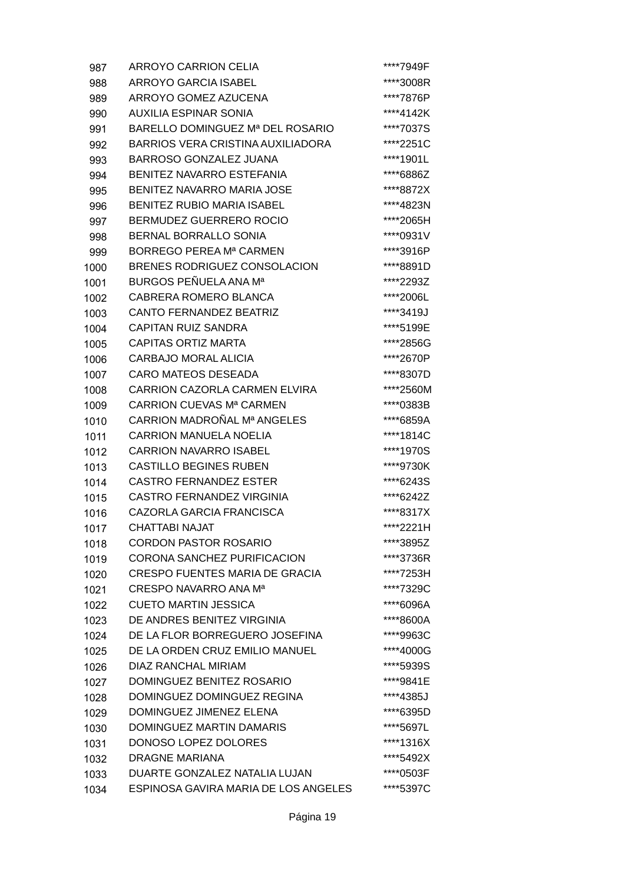| | | |
|---|---|---|
| 987 | ARROYO CARRION CELIA | ****7949F |
| 988 | ARROYO GARCIA ISABEL | ****3008R |
| 989 | ARROYO GOMEZ AZUCENA | ****7876P |
| 990 | AUXILIA ESPINAR SONIA | ****4142K |
| 991 | BARELLO DOMINGUEZ Mª DEL ROSARIO | ****7037S |
| 992 | BARRIOS VERA CRISTINA AUXILIADORA | ****2251C |
| 993 | BARROSO GONZALEZ JUANA | ****1901L |
| 994 | BENITEZ NAVARRO ESTEFANIA | ****6886Z |
| 995 | BENITEZ NAVARRO MARIA JOSE | ****8872X |
| 996 | BENITEZ RUBIO MARIA ISABEL | ****4823N |
| 997 | BERMUDEZ GUERRERO ROCIO | ****2065H |
| 998 | BERNAL BORRALLO SONIA | ****0931V |
| 999 | BORREGO PEREA Mª CARMEN | ****3916P |
| 1000 | BRENES RODRIGUEZ CONSOLACION | ****8891D |
| 1001 | BURGOS PEÑUELA ANA Mª | ****2293Z |
| 1002 | CABRERA ROMERO BLANCA | ****2006L |
| 1003 | CANTO FERNANDEZ BEATRIZ | ****3419J |
| 1004 | CAPITAN RUIZ SANDRA | ****5199E |
| 1005 | CAPITAS ORTIZ MARTA | ****2856G |
| 1006 | CARBAJO MORAL ALICIA | ****2670P |
| 1007 | CARO MATEOS DESEADA | ****8307D |
| 1008 | CARRION CAZORLA CARMEN ELVIRA | ****2560M |
| 1009 | CARRION CUEVAS Mª CARMEN | ****0383B |
| 1010 | CARRION MADROÑAL Mª ANGELES | ****6859A |
| 1011 | CARRION MANUELA NOELIA | ****1814C |
| 1012 | CARRION NAVARRO ISABEL | ****1970S |
| 1013 | CASTILLO BEGINES RUBEN | ****9730K |
| 1014 | CASTRO FERNANDEZ ESTER | ****6243S |
| 1015 | CASTRO FERNANDEZ VIRGINIA | ****6242Z |
| 1016 | CAZORLA GARCIA FRANCISCA | ****8317X |
| 1017 | CHATTABI NAJAT | ****2221H |
| 1018 | CORDON PASTOR ROSARIO | ****3895Z |
| 1019 | CORONA SANCHEZ PURIFICACION | ****3736R |
| 1020 | CRESPO FUENTES MARIA DE GRACIA | ****7253H |
| 1021 | CRESPO NAVARRO ANA Mª | ****7329C |
| 1022 | CUETO MARTIN JESSICA | ****6096A |
| 1023 | DE ANDRES BENITEZ VIRGINIA | ****8600A |
| 1024 | DE LA FLOR BORREGUERO JOSEFINA | ****9963C |
| 1025 | DE LA ORDEN CRUZ EMILIO MANUEL | ****4000G |
| 1026 | DIAZ RANCHAL MIRIAM | ****5939S |
| 1027 | DOMINGUEZ BENITEZ ROSARIO | ****9841E |
| 1028 | DOMINGUEZ DOMINGUEZ REGINA | ****4385J |
| 1029 | DOMINGUEZ JIMENEZ ELENA | ****6395D |
| 1030 | DOMINGUEZ MARTIN DAMARIS | ****5697L |
| 1031 | DONOSO LOPEZ DOLORES | ****1316X |
| 1032 | DRAGNE MARIANA | ****5492X |
| 1033 | DUARTE GONZALEZ NATALIA LUJAN | ****0503F |
| 1034 | ESPINOSA GAVIRA MARIA DE LOS ANGELES | ****5397C |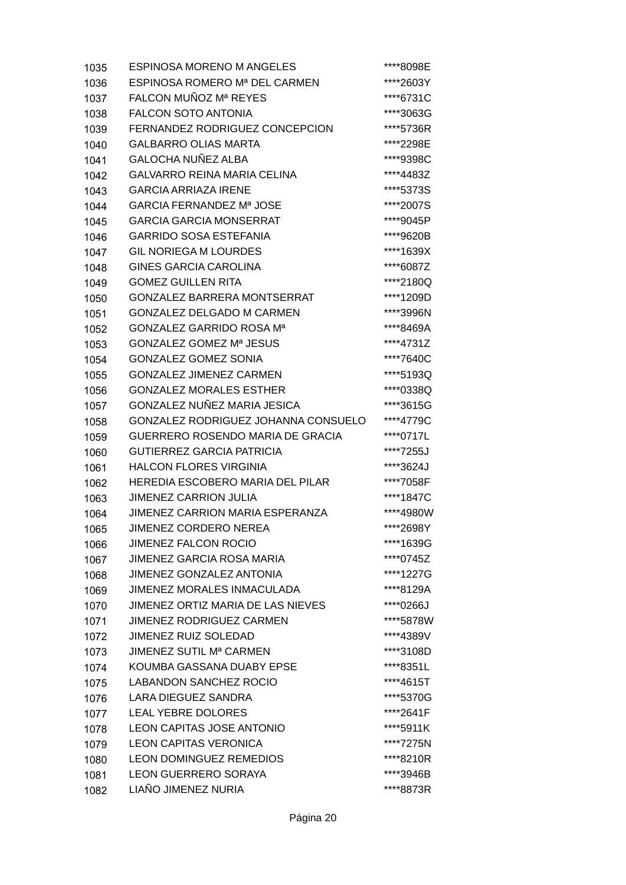| | | |
|---|---|---|
| 1035 | ESPINOSA MORENO M ANGELES | ****8098E |
| 1036 | ESPINOSA ROMERO Mª DEL CARMEN | ****2603Y |
| 1037 | FALCON MUÑOZ Mª REYES | ****6731C |
| 1038 | FALCON SOTO ANTONIA | ****3063G |
| 1039 | FERNANDEZ RODRIGUEZ CONCEPCION | ****5736R |
| 1040 | GALBARRO OLIAS MARTA | ****2298E |
| 1041 | GALOCHA NUÑEZ ALBA | ****9398C |
| 1042 | GALVARRO REINA MARIA CELINA | ****4483Z |
| 1043 | GARCIA ARRIAZA IRENE | ****5373S |
| 1044 | GARCIA FERNANDEZ Mª JOSE | ****2007S |
| 1045 | GARCIA GARCIA MONSERRAT | ****9045P |
| 1046 | GARRIDO SOSA ESTEFANIA | ****9620B |
| 1047 | GIL NORIEGA M LOURDES | ****1639X |
| 1048 | GINES GARCIA CAROLINA | ****6087Z |
| 1049 | GOMEZ GUILLEN RITA | ****2180Q |
| 1050 | GONZALEZ BARRERA MONTSERRAT | ****1209D |
| 1051 | GONZALEZ DELGADO M CARMEN | ****3996N |
| 1052 | GONZALEZ GARRIDO ROSA Mª | ****8469A |
| 1053 | GONZALEZ GOMEZ Mª JESUS | ****4731Z |
| 1054 | GONZALEZ GOMEZ SONIA | ****7640C |
| 1055 | GONZALEZ JIMENEZ CARMEN | ****5193Q |
| 1056 | GONZALEZ MORALES ESTHER | ****0338Q |
| 1057 | GONZALEZ NUÑEZ MARIA JESICA | ****3615G |
| 1058 | GONZALEZ RODRIGUEZ JOHANNA CONSUELO | ****4779C |
| 1059 | GUERRERO ROSENDO MARIA DE GRACIA | ****0717L |
| 1060 | GUTIERREZ GARCIA PATRICIA | ****7255J |
| 1061 | HALCON FLORES VIRGINIA | ****3624J |
| 1062 | HEREDIA ESCOBERO MARIA DEL PILAR | ****7058F |
| 1063 | JIMENEZ CARRION JULIA | ****1847C |
| 1064 | JIMENEZ CARRION MARIA ESPERANZA | ****4980W |
| 1065 | JIMENEZ CORDERO NEREA | ****2698Y |
| 1066 | JIMENEZ FALCON ROCIO | ****1639G |
| 1067 | JIMENEZ GARCIA ROSA MARIA | ****0745Z |
| 1068 | JIMENEZ GONZALEZ ANTONIA | ****1227G |
| 1069 | JIMENEZ MORALES INMACULADA | ****8129A |
| 1070 | JIMENEZ ORTIZ MARIA DE LAS NIEVES | ****0266J |
| 1071 | JIMENEZ RODRIGUEZ CARMEN | ****5878W |
| 1072 | JIMENEZ RUIZ SOLEDAD | ****4389V |
| 1073 | JIMENEZ SUTIL Mª CARMEN | ****3108D |
| 1074 | KOUMBA GASSANA DUABY EPSE | ****8351L |
| 1075 | LABANDON SANCHEZ ROCIO | ****4615T |
| 1076 | LARA DIEGUEZ SANDRA | ****5370G |
| 1077 | LEAL YEBRE DOLORES | ****2641F |
| 1078 | LEON CAPITAS JOSE ANTONIO | ****5911K |
| 1079 | LEON CAPITAS VERONICA | ****7275N |
| 1080 | LEON DOMINGUEZ REMEDIOS | ****8210R |
| 1081 | LEON GUERRERO SORAYA | ****3946B |
| 1082 | LIAÑO JIMENEZ NURIA | ****8873R |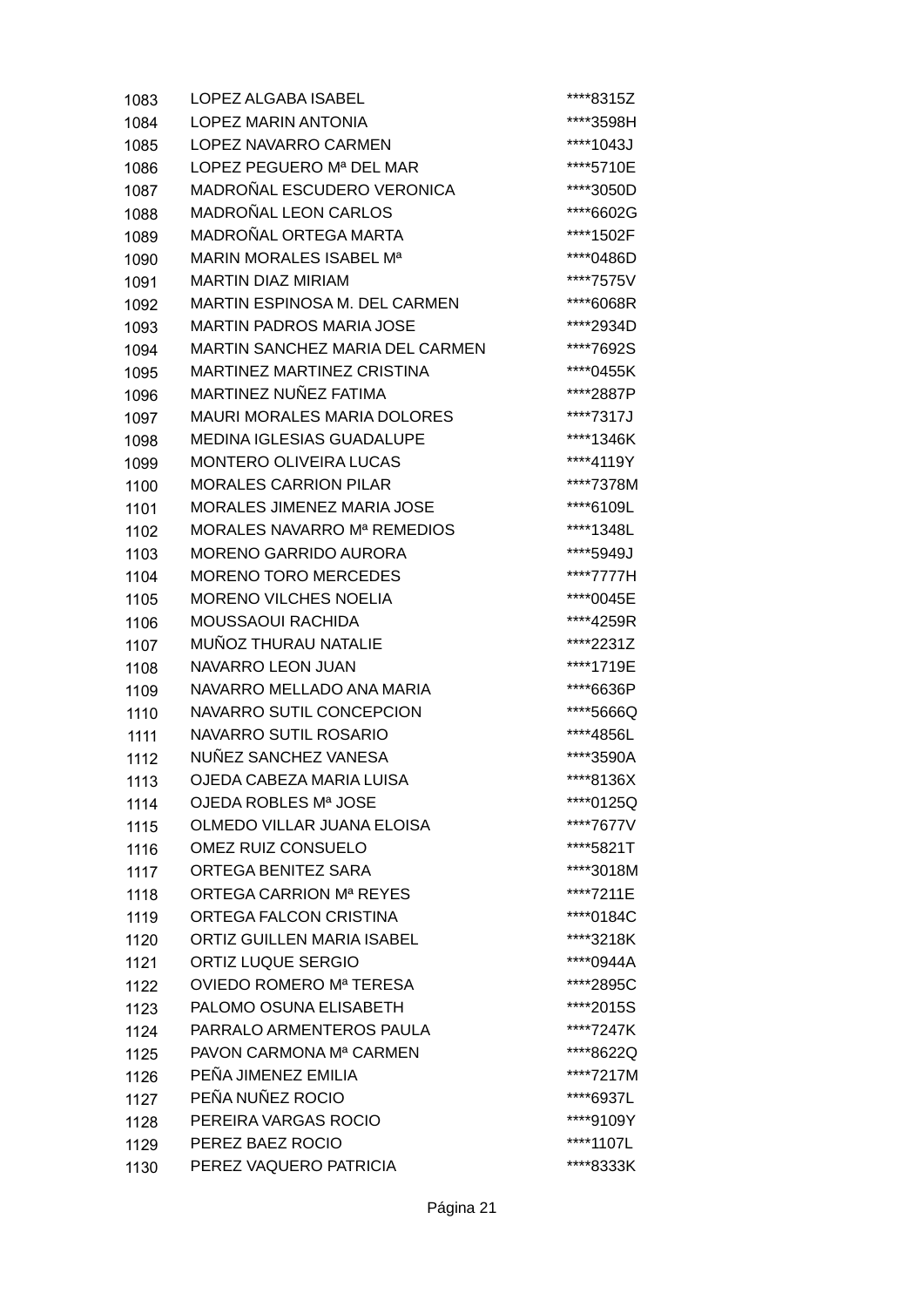| | | |
|---|---|---|
| 1083 | LOPEZ ALGABA ISABEL | ****8315Z |
| 1084 | LOPEZ MARIN ANTONIA | ****3598H |
| 1085 | LOPEZ NAVARRO CARMEN | ****1043J |
| 1086 | LOPEZ PEGUERO Mª DEL MAR | ****5710E |
| 1087 | MADROÑAL ESCUDERO VERONICA | ****3050D |
| 1088 | MADROÑAL LEON CARLOS | ****6602G |
| 1089 | MADROÑAL ORTEGA MARTA | ****1502F |
| 1090 | MARIN MORALES ISABEL Mª | ****0486D |
| 1091 | MARTIN DIAZ MIRIAM | ****7575V |
| 1092 | MARTIN ESPINOSA M. DEL CARMEN | ****6068R |
| 1093 | MARTIN PADROS MARIA JOSE | ****2934D |
| 1094 | MARTIN SANCHEZ MARIA DEL CARMEN | ****7692S |
| 1095 | MARTINEZ MARTINEZ CRISTINA | ****0455K |
| 1096 | MARTINEZ NUÑEZ FATIMA | ****2887P |
| 1097 | MAURI MORALES MARIA DOLORES | ****7317J |
| 1098 | MEDINA IGLESIAS GUADALUPE | ****1346K |
| 1099 | MONTERO OLIVEIRA LUCAS | ****4119Y |
| 1100 | MORALES CARRION PILAR | ****7378M |
| 1101 | MORALES JIMENEZ MARIA JOSE | ****6109L |
| 1102 | MORALES NAVARRO Mª REMEDIOS | ****1348L |
| 1103 | MORENO GARRIDO AURORA | ****5949J |
| 1104 | MORENO TORO MERCEDES | ****7777H |
| 1105 | MORENO VILCHES NOELIA | ****0045E |
| 1106 | MOUSSAOUI RACHIDA | ****4259R |
| 1107 | MUÑOZ THURAU NATALIE | ****2231Z |
| 1108 | NAVARRO LEON JUAN | ****1719E |
| 1109 | NAVARRO MELLADO ANA MARIA | ****6636P |
| 1110 | NAVARRO SUTIL CONCEPCION | ****5666Q |
| 1111 | NAVARRO SUTIL ROSARIO | ****4856L |
| 1112 | NUÑEZ SANCHEZ VANESA | ****3590A |
| 1113 | OJEDA CABEZA MARIA LUISA | ****8136X |
| 1114 | OJEDA ROBLES Mª JOSE | ****0125Q |
| 1115 | OLMEDO VILLAR JUANA ELOISA | ****7677V |
| 1116 | OMEZ RUIZ CONSUELO | ****5821T |
| 1117 | ORTEGA BENITEZ SARA | ****3018M |
| 1118 | ORTEGA CARRION Mª REYES | ****7211E |
| 1119 | ORTEGA FALCON CRISTINA | ****0184C |
| 1120 | ORTIZ GUILLEN MARIA ISABEL | ****3218K |
| 1121 | ORTIZ LUQUE SERGIO | ****0944A |
| 1122 | OVIEDO ROMERO Mª TERESA | ****2895C |
| 1123 | PALOMO OSUNA ELISABETH | ****2015S |
| 1124 | PARRALO ARMENTEROS PAULA | ****7247K |
| 1125 | PAVON CARMONA Mª CARMEN | ****8622Q |
| 1126 | PEÑA JIMENEZ EMILIA | ****7217M |
| 1127 | PEÑA NUÑEZ ROCIO | ****6937L |
| 1128 | PEREIRA VARGAS ROCIO | ****9109Y |
| 1129 | PEREZ BAEZ ROCIO | ****1107L |
| 1130 | PEREZ VAQUERO PATRICIA | ****8333K |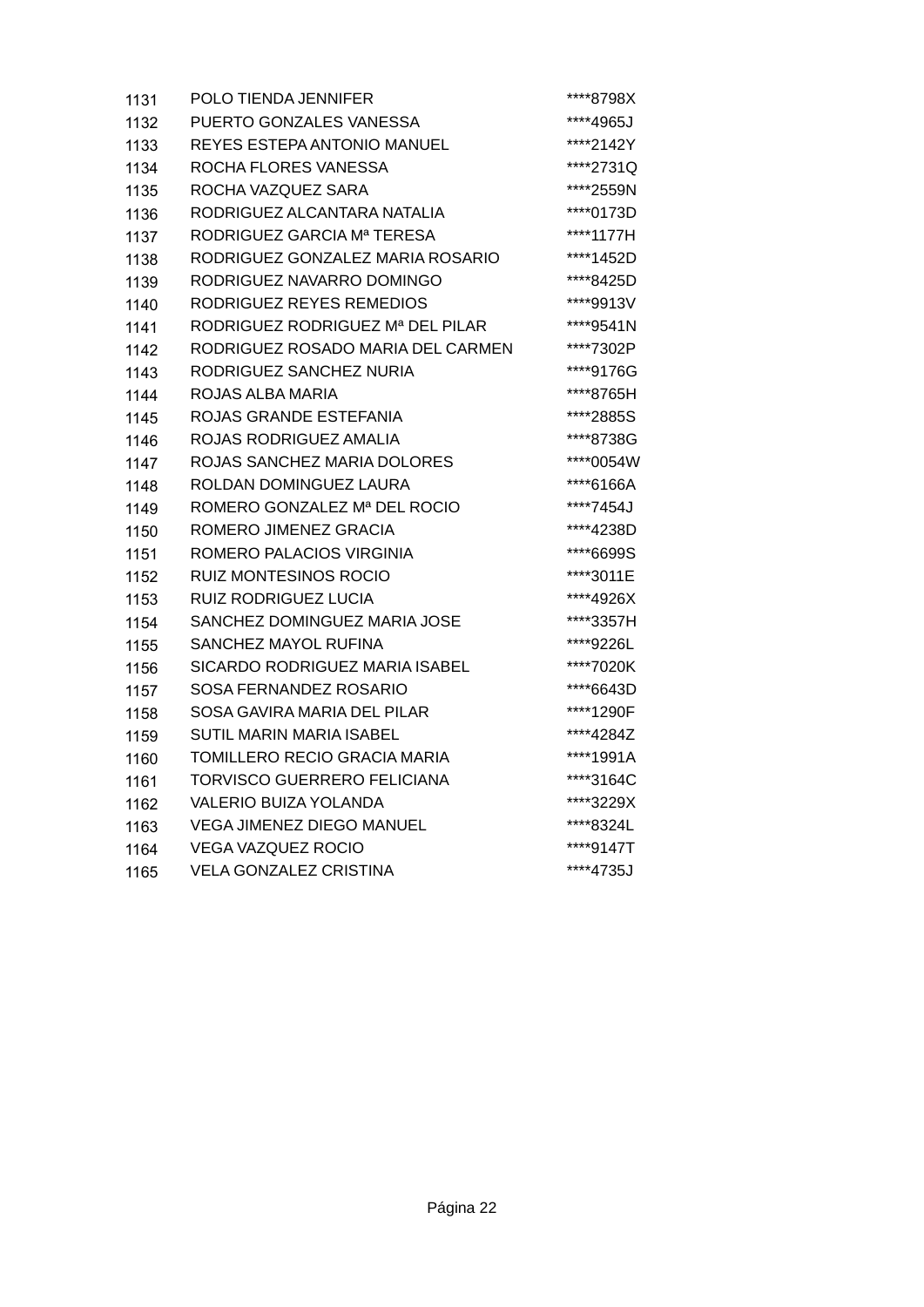| | | |
|---|---|---|
| 1131 | POLO TIENDA JENNIFER | ****8798X |
| 1132 | PUERTO GONZALES VANESSA | ****4965J |
| 1133 | REYES ESTEPA ANTONIO MANUEL | ****2142Y |
| 1134 | ROCHA FLORES VANESSA | ****2731Q |
| 1135 | ROCHA VAZQUEZ SARA | ****2559N |
| 1136 | RODRIGUEZ ALCANTARA NATALIA | ****0173D |
| 1137 | RODRIGUEZ GARCIA Mª TERESA | ****1177H |
| 1138 | RODRIGUEZ GONZALEZ MARIA ROSARIO | ****1452D |
| 1139 | RODRIGUEZ NAVARRO DOMINGO | ****8425D |
| 1140 | RODRIGUEZ REYES REMEDIOS | ****9913V |
| 1141 | RODRIGUEZ RODRIGUEZ Mª DEL PILAR | ****9541N |
| 1142 | RODRIGUEZ ROSADO MARIA DEL CARMEN | ****7302P |
| 1143 | RODRIGUEZ SANCHEZ NURIA | ****9176G |
| 1144 | ROJAS ALBA MARIA | ****8765H |
| 1145 | ROJAS GRANDE ESTEFANIA | ****2885S |
| 1146 | ROJAS RODRIGUEZ AMALIA | ****8738G |
| 1147 | ROJAS SANCHEZ MARIA DOLORES | ****0054W |
| 1148 | ROLDAN DOMINGUEZ LAURA | ****6166A |
| 1149 | ROMERO GONZALEZ Mª DEL ROCIO | ****7454J |
| 1150 | ROMERO JIMENEZ GRACIA | ****4238D |
| 1151 | ROMERO PALACIOS VIRGINIA | ****6699S |
| 1152 | RUIZ MONTESINOS ROCIO | ****3011E |
| 1153 | RUIZ RODRIGUEZ LUCIA | ****4926X |
| 1154 | SANCHEZ DOMINGUEZ MARIA JOSE | ****3357H |
| 1155 | SANCHEZ MAYOL RUFINA | ****9226L |
| 1156 | SICARDO RODRIGUEZ MARIA ISABEL | ****7020K |
| 1157 | SOSA FERNANDEZ ROSARIO | ****6643D |
| 1158 | SOSA GAVIRA MARIA DEL PILAR | ****1290F |
| 1159 | SUTIL MARIN MARIA ISABEL | ****4284Z |
| 1160 | TOMILLERO RECIO GRACIA MARIA | ****1991A |
| 1161 | TORVISCO GUERRERO FELICIANA | ****3164C |
| 1162 | VALERIO BUIZA YOLANDA | ****3229X |
| 1163 | VEGA JIMENEZ DIEGO MANUEL | ****8324L |
| 1164 | VEGA VAZQUEZ ROCIO | ****9147T |
| 1165 | VELA GONZALEZ CRISTINA | ****4735J |